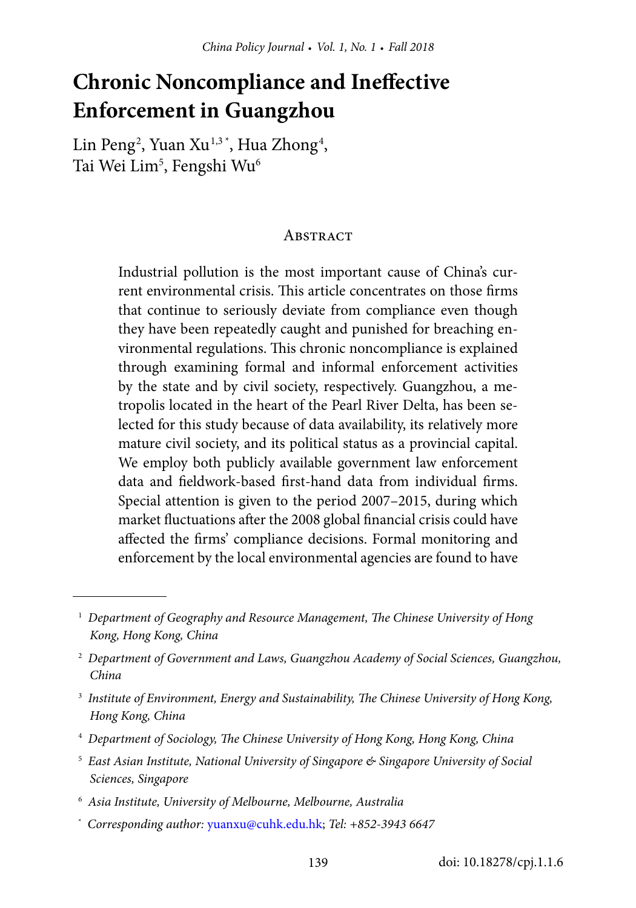# Chronic Noncompliance and Ineffective Enforcement in Guangzhou

Lin Peng[2], Yuan Xu[1,3*], Hua Zhong[4], Tai Wei Lim[5], Fengshi Wu[6]

## Abstract

Industrial pollution is the most important cause of China's current environmental crisis. This article concentrates on those firms that continue to seriously deviate from compliance even though they have been repeatedly caught and punished for breaching environmental regulations. This chronic noncompliance is explained through examining formal and informal enforcement activities by the state and by civil society, respectively. Guangzhou, a metropolis located in the heart of the Pearl River Delta, has been selected for this study because of data availability, its relatively more mature civil society, and its political status as a provincial capital. We employ both publicly available government law enforcement data and fieldwork-based first-hand data from individual firms. Special attention is given to the period 2007–2015, during which market fluctuations after the 2008 global financial crisis could have affected the firms' compliance decisions. Formal monitoring and enforcement by the local environmental agencies are found to have

---

[1] *Department of Geography and Resource Management, The Chinese University of Hong Kong, Hong Kong, China*

[2] *Department of Government and Laws, Guangzhou Academy of Social Sciences, Guangzhou, China*

[3] *Institute of Environment, Energy and Sustainability, The Chinese University of Hong Kong, Hong Kong, China*

[4] *Department of Sociology, The Chinese University of Hong Kong, Hong Kong, China*

[5] *East Asian Institute, National University of Singapore & Singapore University of Social Sciences, Singapore*

[6] *Asia Institute, University of Melbourne, Melbourne, Australia*

[*] *Corresponding author:* yuanxu@cuhk.edu.hk; *Tel: +852-3943 6647*

doi: 10.18278/cpj.1.1.6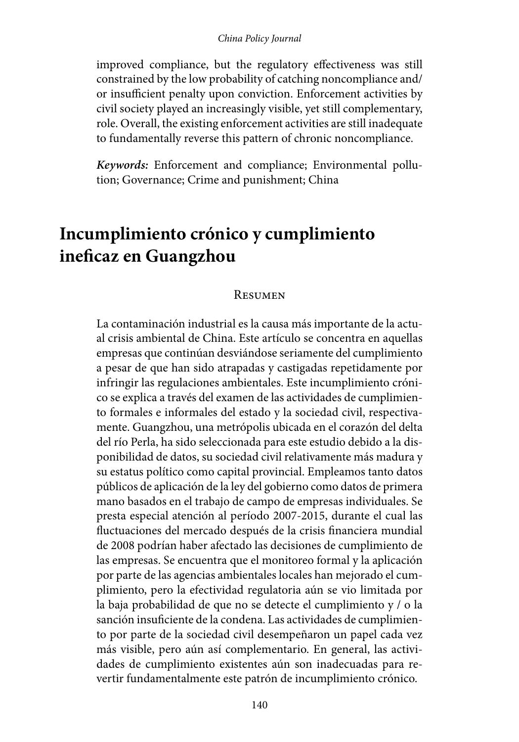improved compliance, but the regulatory effectiveness was still constrained by the low probability of catching noncompliance and/or insufficient penalty upon conviction. Enforcement activities by civil society played an increasingly visible, yet still complementary, role. Overall, the existing enforcement activities are still inadequate to fundamentally reverse this pattern of chronic noncompliance.

***Keywords:*** Enforcement and compliance; Environmental pollution; Governance; Crime and punishment; China

# Incumplimiento crónico y cumplimiento ineficaz en Guangzhou

## Resumen

La contaminación industrial es la causa más importante de la actual crisis ambiental de China. Este artículo se concentra en aquellas empresas que continúan desviándose seriamente del cumplimiento a pesar de que han sido atrapadas y castigadas repetidamente por infringir las regulaciones ambientales. Este incumplimiento crónico se explica a través del examen de las actividades de cumplimiento formales e informales del estado y la sociedad civil, respectivamente. Guangzhou, una metrópolis ubicada en el corazón del delta del río Perla, ha sido seleccionada para este estudio debido a la disponibilidad de datos, su sociedad civil relativamente más madura y su estatus político como capital provincial. Empleamos tanto datos públicos de aplicación de la ley del gobierno como datos de primera mano basados en el trabajo de campo de empresas individuales. Se presta especial atención al período 2007-2015, durante el cual las fluctuaciones del mercado después de la crisis financiera mundial de 2008 podrían haber afectado las decisiones de cumplimiento de las empresas. Se encuentra que el monitoreo formal y la aplicación por parte de las agencias ambientales locales han mejorado el cumplimiento, pero la efectividad regulatoria aún se vio limitada por la baja probabilidad de que no se detecte el cumplimiento y / o la sanción insuficiente de la condena. Las actividades de cumplimiento por parte de la sociedad civil desempeñaron un papel cada vez más visible, pero aún así complementario. En general, las actividades de cumplimiento existentes aún son inadecuadas para revertir fundamentalmente este patrón de incumplimiento crónico.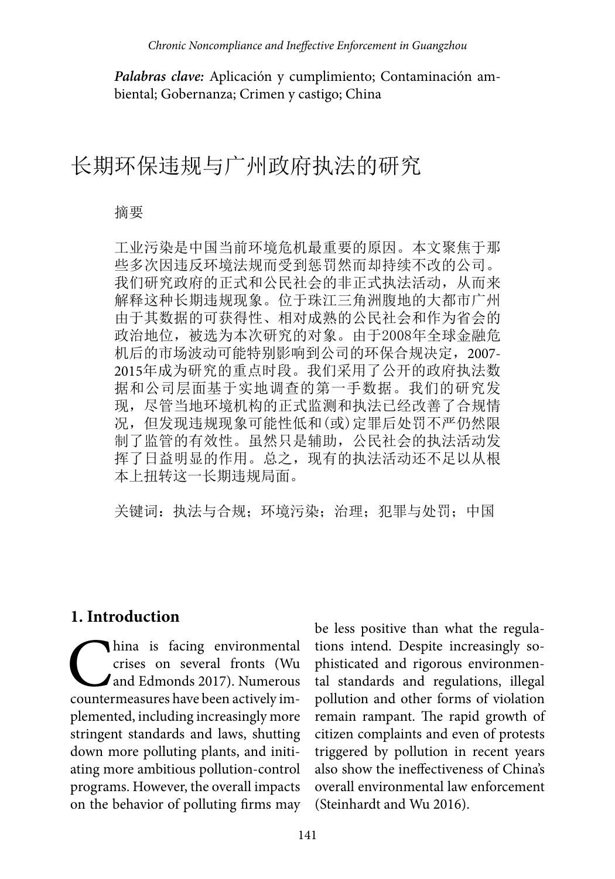***Palabras clave:*** Aplicación y cumplimiento; Contaminación ambiental; Gobernanza; Crimen y castigo; China

# 长期环保违规与广州政府执法的研究

摘要

工业污染是中国当前环境危机最重要的原因。本文聚焦于那些多次因违反环境法规而受到惩罚然而却持续不改的公司。我们研究政府的正式和公民社会的非正式执法活动，从而来解释这种长期违规现象。位于珠江三角洲腹地的大都市广州由于其数据的可获得性、相对成熟的公民社会和作为省会的政治地位，被选为本次研究的对象。由于2008年全球金融危机后的市场波动可能特别影响到公司的环保合规决定，2007-2015年成为研究的重点时段。我们采用了公开的政府执法数据和公司层面基于实地调查的第一手数据。我们的研究发现，尽管当地环境机构的正式监测和执法已经改善了合规情况，但发现违规现象可能性低和(或)定罪后处罚不严仍然限制了监管的有效性。虽然只是辅助，公民社会的执法活动发挥了日益明显的作用。总之，现有的执法活动还不足以从根本上扭转这一长期违规局面。

关键词：执法与合规；环境污染；治理；犯罪与处罚；中国

## 1. Introduction

China is facing environmental crises on several fronts (Wu and Edmonds 2017). Numerous countermeasures have been actively implemented, including increasingly more stringent standards and laws, shutting down more polluting plants, and initiating more ambitious pollution-control programs. However, the overall impacts on the behavior of polluting firms may be less positive than what the regulations intend. Despite increasingly sophisticated and rigorous environmental standards and regulations, illegal pollution and other forms of violation remain rampant. The rapid growth of citizen complaints and even of protests triggered by pollution in recent years also show the ineffectiveness of China's overall environmental law enforcement (Steinhardt and Wu 2016).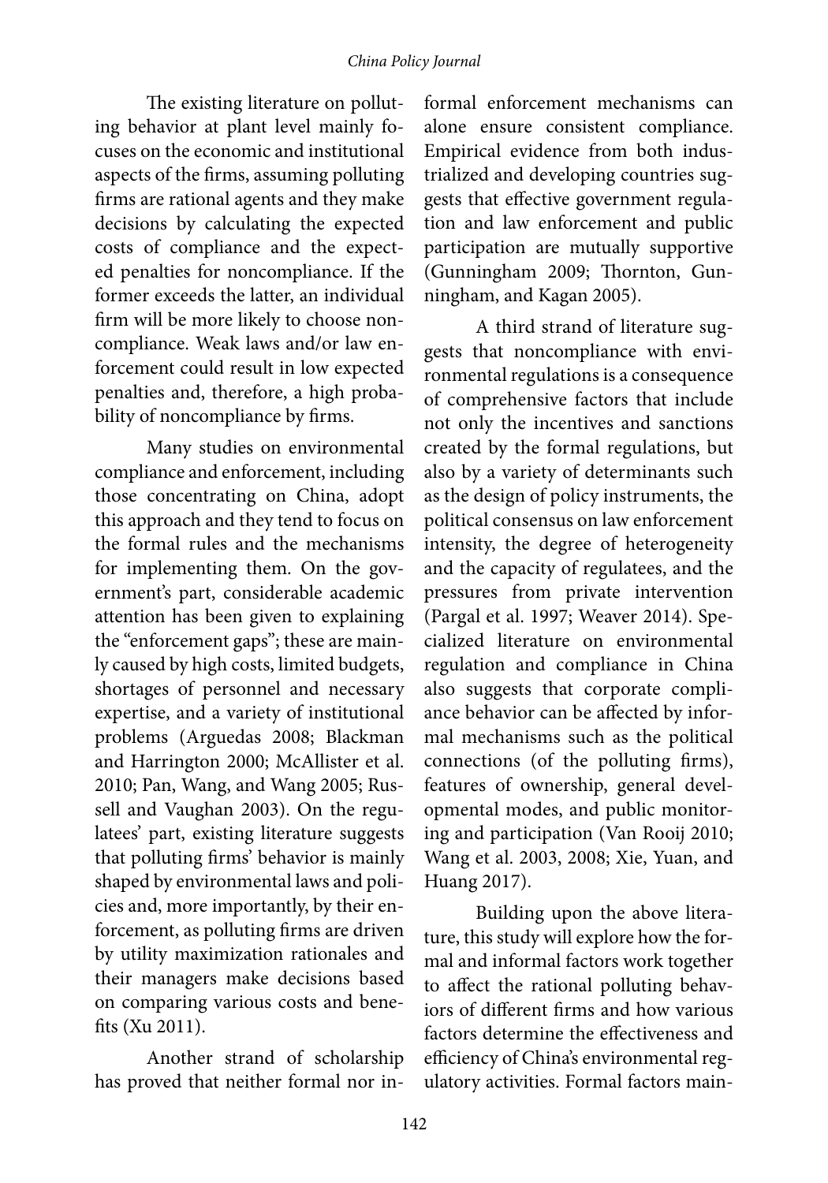The existing literature on polluting behavior at plant level mainly focuses on the economic and institutional aspects of the firms, assuming polluting firms are rational agents and they make decisions by calculating the expected costs of compliance and the expected penalties for noncompliance. If the former exceeds the latter, an individual firm will be more likely to choose noncompliance. Weak laws and/or law enforcement could result in low expected penalties and, therefore, a high probability of noncompliance by firms.

Many studies on environmental compliance and enforcement, including those concentrating on China, adopt this approach and they tend to focus on the formal rules and the mechanisms for implementing them. On the government's part, considerable academic attention has been given to explaining the "enforcement gaps"; these are mainly caused by high costs, limited budgets, shortages of personnel and necessary expertise, and a variety of institutional problems (Arguedas 2008; Blackman and Harrington 2000; McAllister et al. 2010; Pan, Wang, and Wang 2005; Russell and Vaughan 2003). On the regulatees' part, existing literature suggests that polluting firms' behavior is mainly shaped by environmental laws and policies and, more importantly, by their enforcement, as polluting firms are driven by utility maximization rationales and their managers make decisions based on comparing various costs and benefits (Xu 2011).

Another strand of scholarship has proved that neither formal nor informal enforcement mechanisms can alone ensure consistent compliance. Empirical evidence from both industrialized and developing countries suggests that effective government regulation and law enforcement and public participation are mutually supportive (Gunningham 2009; Thornton, Gunningham, and Kagan 2005).

A third strand of literature suggests that noncompliance with environmental regulations is a consequence of comprehensive factors that include not only the incentives and sanctions created by the formal regulations, but also by a variety of determinants such as the design of policy instruments, the political consensus on law enforcement intensity, the degree of heterogeneity and the capacity of regulatees, and the pressures from private intervention (Pargal et al. 1997; Weaver 2014). Specialized literature on environmental regulation and compliance in China also suggests that corporate compliance behavior can be affected by informal mechanisms such as the political connections (of the polluting firms), features of ownership, general developmental modes, and public monitoring and participation (Van Rooij 2010; Wang et al. 2003, 2008; Xie, Yuan, and Huang 2017).

Building upon the above literature, this study will explore how the formal and informal factors work together to affect the rational polluting behaviors of different firms and how various factors determine the effectiveness and efficiency of China's environmental regulatory activities. Formal factors main-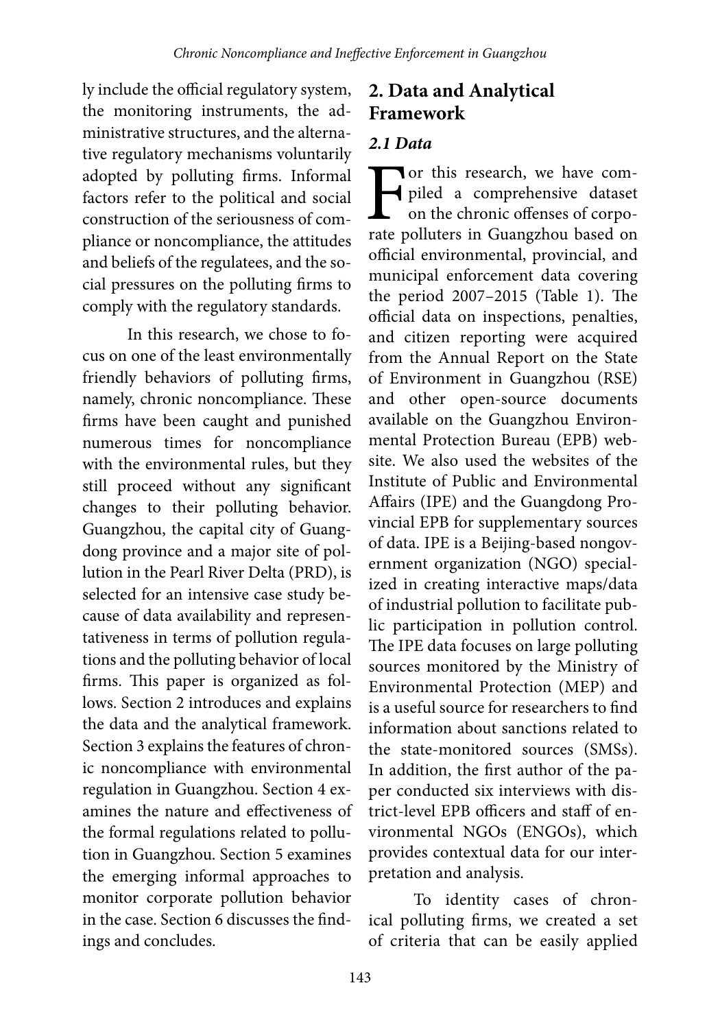ly include the official regulatory system, the monitoring instruments, the administrative structures, and the alternative regulatory mechanisms voluntarily adopted by polluting firms. Informal factors refer to the political and social construction of the seriousness of compliance or noncompliance, the attitudes and beliefs of the regulatees, and the social pressures on the polluting firms to comply with the regulatory standards.

In this research, we chose to focus on one of the least environmentally friendly behaviors of polluting firms, namely, chronic noncompliance. These firms have been caught and punished numerous times for noncompliance with the environmental rules, but they still proceed without any significant changes to their polluting behavior. Guangzhou, the capital city of Guangdong province and a major site of pollution in the Pearl River Delta (PRD), is selected for an intensive case study because of data availability and representativeness in terms of pollution regulations and the polluting behavior of local firms. This paper is organized as follows. Section 2 introduces and explains the data and the analytical framework. Section 3 explains the features of chronic noncompliance with environmental regulation in Guangzhou. Section 4 examines the nature and effectiveness of the formal regulations related to pollution in Guangzhou. Section 5 examines the emerging informal approaches to monitor corporate pollution behavior in the case. Section 6 discusses the findings and concludes.

## 2. Data and Analytical Framework

### *2.1 Data*

For this research, we have compiled a comprehensive dataset on the chronic offenses of corporate polluters in Guangzhou based on official environmental, provincial, and municipal enforcement data covering the period 2007–2015 (Table 1). The official data on inspections, penalties, and citizen reporting were acquired from the Annual Report on the State of Environment in Guangzhou (RSE) and other open-source documents available on the Guangzhou Environmental Protection Bureau (EPB) website. We also used the websites of the Institute of Public and Environmental Affairs (IPE) and the Guangdong Provincial EPB for supplementary sources of data. IPE is a Beijing-based nongovernment organization (NGO) specialized in creating interactive maps/data of industrial pollution to facilitate public participation in pollution control. The IPE data focuses on large polluting sources monitored by the Ministry of Environmental Protection (MEP) and is a useful source for researchers to find information about sanctions related to the state-monitored sources (SMSs). In addition, the first author of the paper conducted six interviews with district-level EPB officers and staff of environmental NGOs (ENGOs), which provides contextual data for our interpretation and analysis.

To identity cases of chronical polluting firms, we created a set of criteria that can be easily applied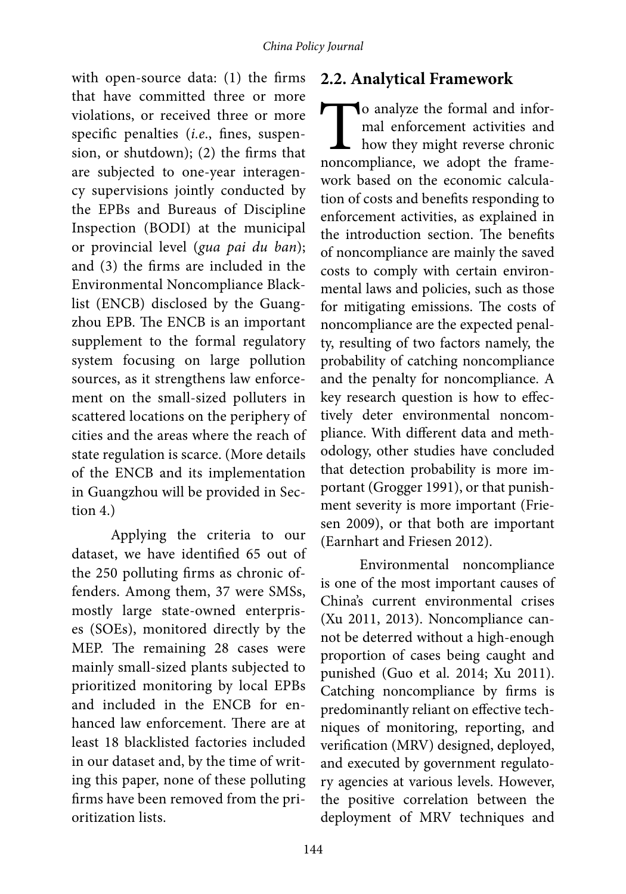with open-source data: (1) the firms that have committed three or more violations, or received three or more specific penalties (*i.e*., fines, suspension, or shutdown); (2) the firms that are subjected to one-year interagency supervisions jointly conducted by the EPBs and Bureaus of Discipline Inspection (BODI) at the municipal or provincial level (*gua pai du ban*); and (3) the firms are included in the Environmental Noncompliance Blacklist (ENCB) disclosed by the Guangzhou EPB. The ENCB is an important supplement to the formal regulatory system focusing on large pollution sources, as it strengthens law enforcement on the small-sized polluters in scattered locations on the periphery of cities and the areas where the reach of state regulation is scarce. (More details of the ENCB and its implementation in Guangzhou will be provided in Section 4.)

Applying the criteria to our dataset, we have identified 65 out of the 250 polluting firms as chronic offenders. Among them, 37 were SMSs, mostly large state-owned enterprises (SOEs), monitored directly by the MEP. The remaining 28 cases were mainly small-sized plants subjected to prioritized monitoring by local EPBs and included in the ENCB for enhanced law enforcement. There are at least 18 blacklisted factories included in our dataset and, by the time of writing this paper, none of these polluting firms have been removed from the prioritization lists.

## 2.2. Analytical Framework

To analyze the formal and informal enforcement activities and how they might reverse chronic noncompliance, we adopt the framework based on the economic calculation of costs and benefits responding to enforcement activities, as explained in the introduction section. The benefits of noncompliance are mainly the saved costs to comply with certain environmental laws and policies, such as those for mitigating emissions. The costs of noncompliance are the expected penalty, resulting of two factors namely, the probability of catching noncompliance and the penalty for noncompliance. A key research question is how to effectively deter environmental noncompliance. With different data and methodology, other studies have concluded that detection probability is more important (Grogger 1991), or that punishment severity is more important (Friesen 2009), or that both are important (Earnhart and Friesen 2012).

Environmental noncompliance is one of the most important causes of China's current environmental crises (Xu 2011, 2013). Noncompliance cannot be deterred without a high-enough proportion of cases being caught and punished (Guo et al. 2014; Xu 2011). Catching noncompliance by firms is predominantly reliant on effective techniques of monitoring, reporting, and verification (MRV) designed, deployed, and executed by government regulatory agencies at various levels. However, the positive correlation between the deployment of MRV techniques and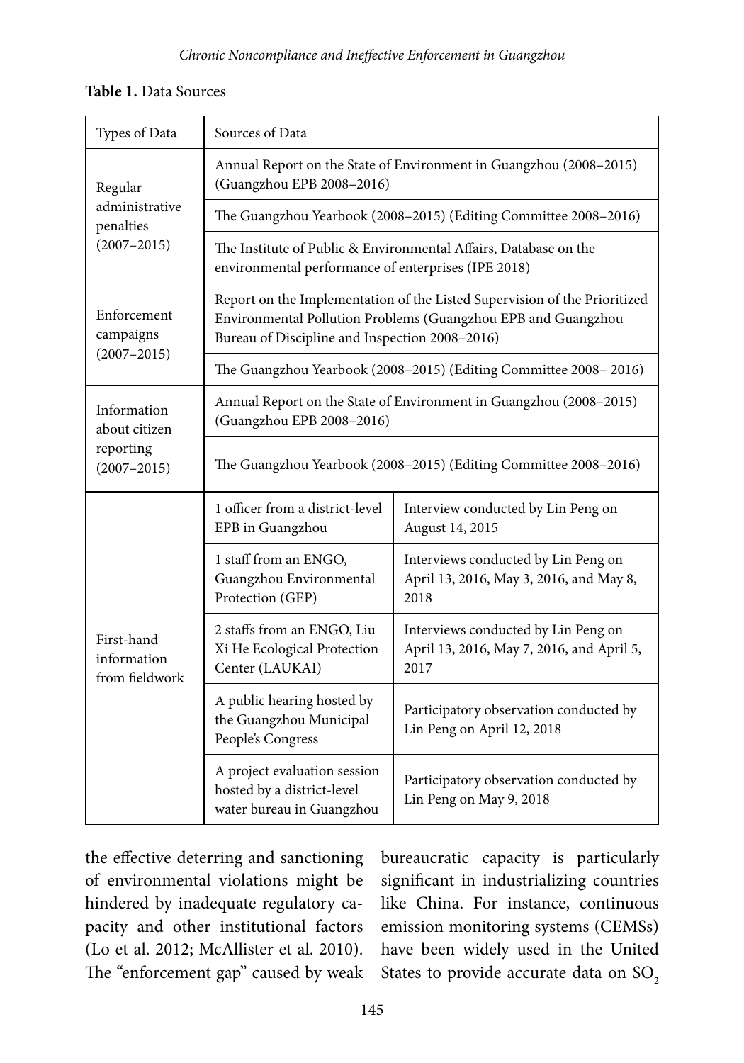**Table 1.** Data Sources

| Types of Data | Sources of Data | |
|---|---|---|
| Regular administrative penalties (2007–2015) | Annual Report on the State of Environment in Guangzhou (2008–2015) (Guangzhou EPB 2008–2016) | |
| | The Guangzhou Yearbook (2008–2015) (Editing Committee 2008–2016) | |
| | The Institute of Public & Environmental Affairs, Database on the environmental performance of enterprises (IPE 2018) | |
| Enforcement campaigns (2007–2015) | Report on the Implementation of the Listed Supervision of the Prioritized Environmental Pollution Problems (Guangzhou EPB and Guangzhou Bureau of Discipline and Inspection 2008–2016) | |
| | The Guangzhou Yearbook (2008–2015) (Editing Committee 2008– 2016) | |
| Information about citizen reporting (2007–2015) | Annual Report on the State of Environment in Guangzhou (2008–2015) (Guangzhou EPB 2008–2016) | |
| | The Guangzhou Yearbook (2008–2015) (Editing Committee 2008–2016) | |
| First-hand information from fieldwork | 1 officer from a district-level EPB in Guangzhou | Interview conducted by Lin Peng on August 14, 2015 |
| | 1 staff from an ENGO, Guangzhou Environmental Protection (GEP) | Interviews conducted by Lin Peng on April 13, 2016, May 3, 2016, and May 8, 2018 |
| | 2 staffs from an ENGO, Liu Xi He Ecological Protection Center (LAUKAI) | Interviews conducted by Lin Peng on April 13, 2016, May 7, 2016, and April 5, 2017 |
| | A public hearing hosted by the Guangzhou Municipal People's Congress | Participatory observation conducted by Lin Peng on April 12, 2018 |
| | A project evaluation session hosted by a district-level water bureau in Guangzhou | Participatory observation conducted by Lin Peng on May 9, 2018 |

the effective deterring and sanctioning of environmental violations might be hindered by inadequate regulatory capacity and other institutional factors (Lo et al. 2012; McAllister et al. 2010). The "enforcement gap" caused by weak bureaucratic capacity is particularly significant in industrializing countries like China. For instance, continuous emission monitoring systems (CEMSs) have been widely used in the United States to provide accurate data on $SO_2$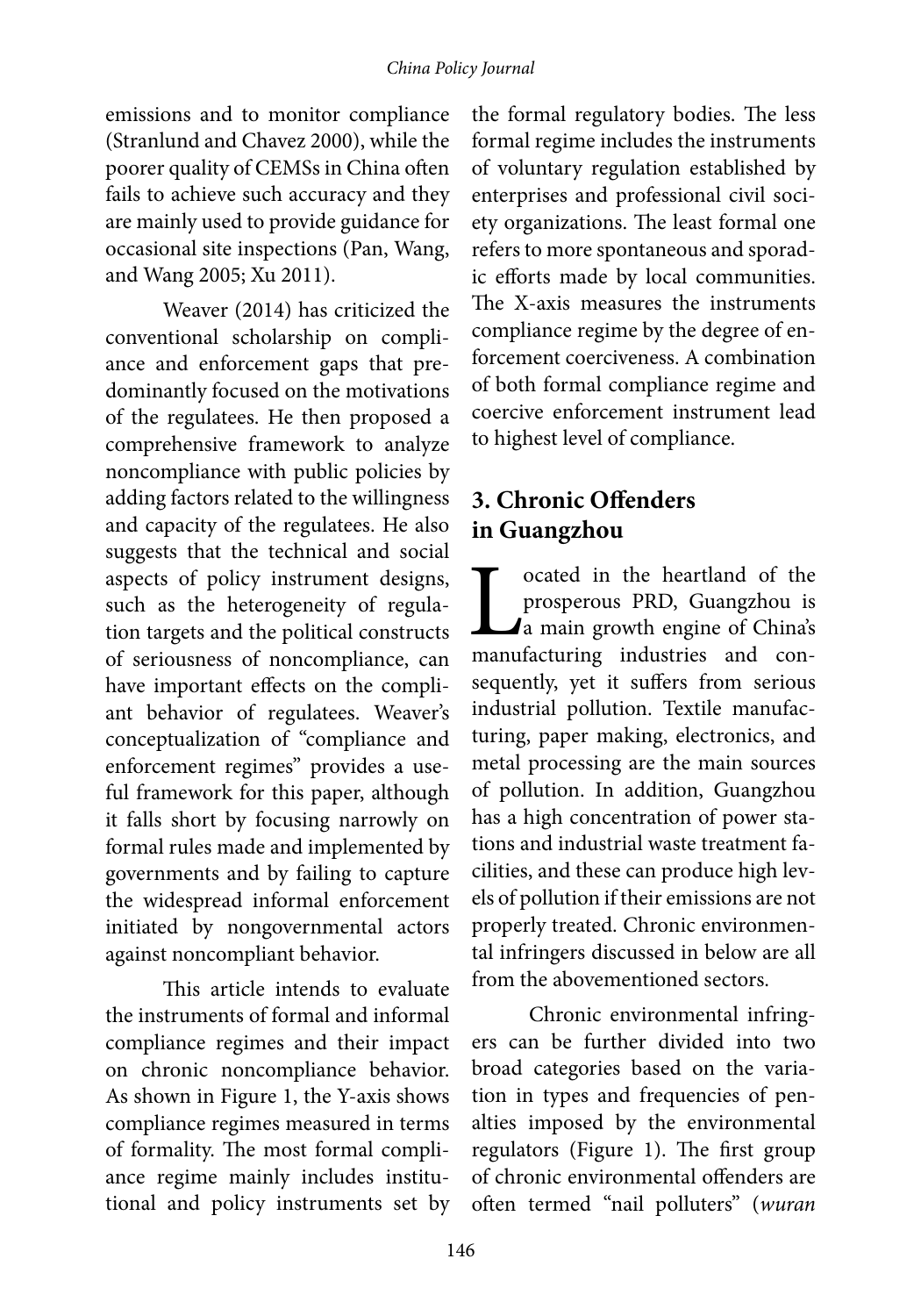emissions and to monitor compliance (Stranlund and Chavez 2000), while the poorer quality of CEMSs in China often fails to achieve such accuracy and they are mainly used to provide guidance for occasional site inspections (Pan, Wang, and Wang 2005; Xu 2011).

Weaver (2014) has criticized the conventional scholarship on compliance and enforcement gaps that predominantly focused on the motivations of the regulatees. He then proposed a comprehensive framework to analyze noncompliance with public policies by adding factors related to the willingness and capacity of the regulatees. He also suggests that the technical and social aspects of policy instrument designs, such as the heterogeneity of regulation targets and the political constructs of seriousness of noncompliance, can have important effects on the compliant behavior of regulatees. Weaver's conceptualization of "compliance and enforcement regimes" provides a useful framework for this paper, although it falls short by focusing narrowly on formal rules made and implemented by governments and by failing to capture the widespread informal enforcement initiated by nongovernmental actors against noncompliant behavior.

This article intends to evaluate the instruments of formal and informal compliance regimes and their impact on chronic noncompliance behavior. As shown in Figure 1, the Y-axis shows compliance regimes measured in terms of formality. The most formal compliance regime mainly includes institutional and policy instruments set by the formal regulatory bodies. The less formal regime includes the instruments of voluntary regulation established by enterprises and professional civil society organizations. The least formal one refers to more spontaneous and sporadic efforts made by local communities. The X-axis measures the instruments compliance regime by the degree of enforcement coerciveness. A combination of both formal compliance regime and coercive enforcement instrument lead to highest level of compliance.

## 3. Chronic Offenders in Guangzhou

Located in the heartland of the prosperous PRD, Guangzhou is a main growth engine of China's manufacturing industries and consequently, yet it suffers from serious industrial pollution. Textile manufacturing, paper making, electronics, and metal processing are the main sources of pollution. In addition, Guangzhou has a high concentration of power stations and industrial waste treatment facilities, and these can produce high levels of pollution if their emissions are not properly treated. Chronic environmental infringers discussed in below are all from the abovementioned sectors.

Chronic environmental infringers can be further divided into two broad categories based on the variation in types and frequencies of penalties imposed by the environmental regulators (Figure 1). The first group of chronic environmental offenders are often termed "nail polluters" (*wuran*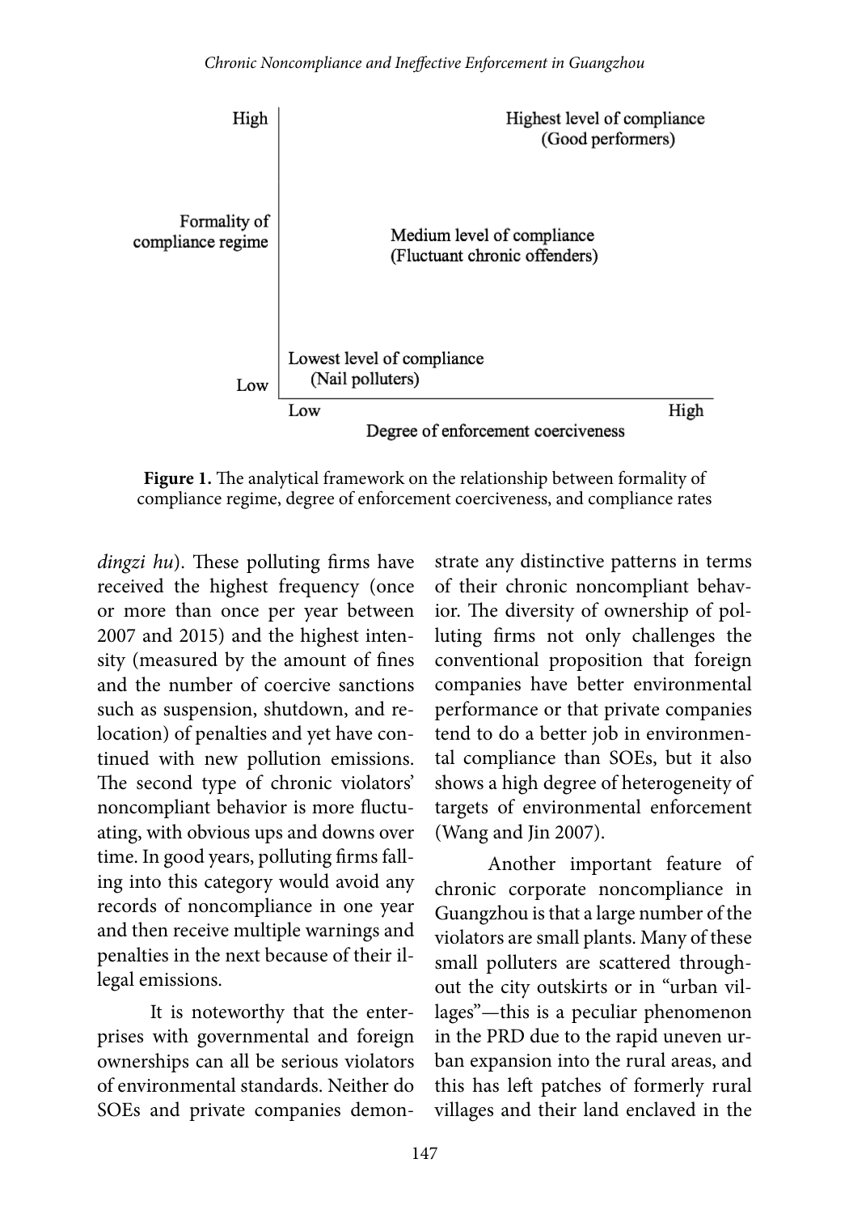**Figure 1.** The analytical framework on the relationship between formality of compliance regime, degree of enforcement coerciveness, and compliance rates

*dingzi hu*). These polluting firms have received the highest frequency (once or more than once per year between 2007 and 2015) and the highest intensity (measured by the amount of fines and the number of coercive sanctions such as suspension, shutdown, and relocation) of penalties and yet have continued with new pollution emissions. The second type of chronic violators' noncompliant behavior is more fluctuating, with obvious ups and downs over time. In good years, polluting firms falling into this category would avoid any records of noncompliance in one year and then receive multiple warnings and penalties in the next because of their illegal emissions.

It is noteworthy that the enterprises with governmental and foreign ownerships can all be serious violators of environmental standards. Neither do SOEs and private companies demonstrate any distinctive patterns in terms of their chronic noncompliant behavior. The diversity of ownership of polluting firms not only challenges the conventional proposition that foreign companies have better environmental performance or that private companies tend to do a better job in environmental compliance than SOEs, but it also shows a high degree of heterogeneity of targets of environmental enforcement (Wang and Jin 2007).

Another important feature of chronic corporate noncompliance in Guangzhou is that a large number of the violators are small plants. Many of these small polluters are scattered throughout the city outskirts or in "urban villages"—this is a peculiar phenomenon in the PRD due to the rapid uneven urban expansion into the rural areas, and this has left patches of formerly rural villages and their land enclaved in the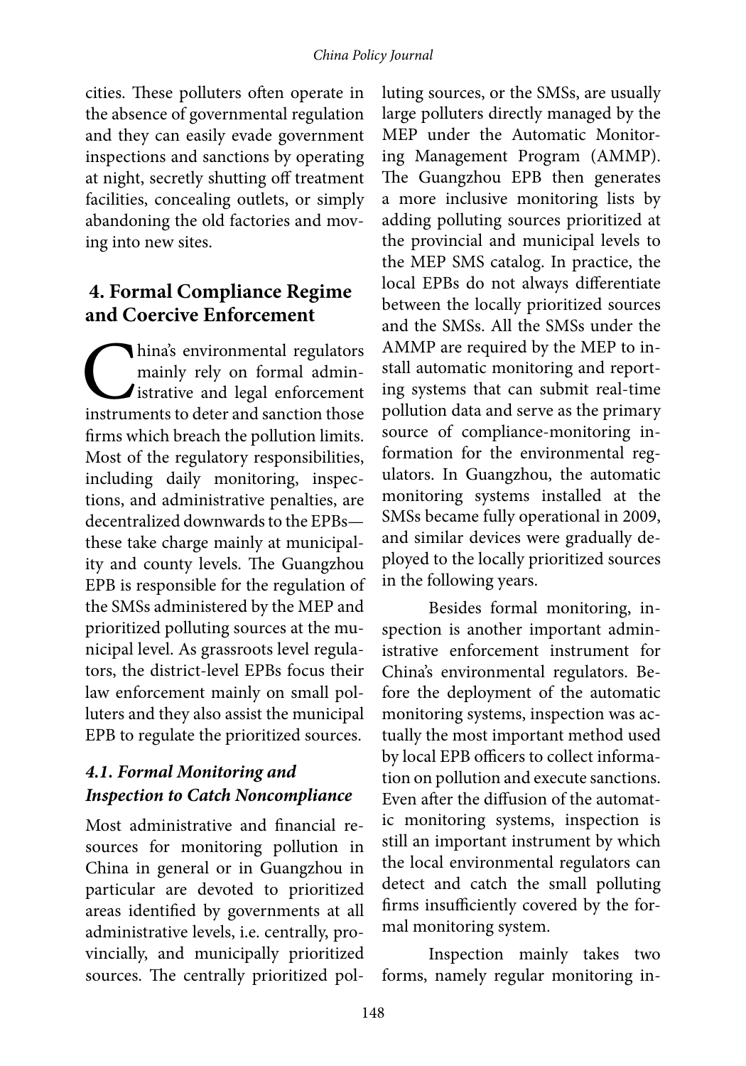cities. These polluters often operate in the absence of governmental regulation and they can easily evade government inspections and sanctions by operating at night, secretly shutting off treatment facilities, concealing outlets, or simply abandoning the old factories and moving into new sites.

## 4. Formal Compliance Regime and Coercive Enforcement

China's environmental regulators mainly rely on formal administrative and legal enforcement instruments to deter and sanction those firms which breach the pollution limits. Most of the regulatory responsibilities, including daily monitoring, inspections, and administrative penalties, are decentralized downwards to the EPBs—these take charge mainly at municipality and county levels. The Guangzhou EPB is responsible for the regulation of the SMSs administered by the MEP and prioritized polluting sources at the municipal level. As grassroots level regulators, the district-level EPBs focus their law enforcement mainly on small polluters and they also assist the municipal EPB to regulate the prioritized sources.

### *4.1. Formal Monitoring and Inspection to Catch Noncompliance*

Most administrative and financial resources for monitoring pollution in China in general or in Guangzhou in particular are devoted to prioritized areas identified by governments at all administrative levels, i.e. centrally, provincially, and municipally prioritized sources. The centrally prioritized polluting sources, or the SMSs, are usually large polluters directly managed by the MEP under the Automatic Monitoring Management Program (AMMP). The Guangzhou EPB then generates a more inclusive monitoring lists by adding polluting sources prioritized at the provincial and municipal levels to the MEP SMS catalog. In practice, the local EPBs do not always differentiate between the locally prioritized sources and the SMSs. All the SMSs under the AMMP are required by the MEP to install automatic monitoring and reporting systems that can submit real-time pollution data and serve as the primary source of compliance-monitoring information for the environmental regulators. In Guangzhou, the automatic monitoring systems installed at the SMSs became fully operational in 2009, and similar devices were gradually deployed to the locally prioritized sources in the following years.

Besides formal monitoring, inspection is another important administrative enforcement instrument for China's environmental regulators. Before the deployment of the automatic monitoring systems, inspection was actually the most important method used by local EPB officers to collect information on pollution and execute sanctions. Even after the diffusion of the automatic monitoring systems, inspection is still an important instrument by which the local environmental regulators can detect and catch the small polluting firms insufficiently covered by the formal monitoring system.

Inspection mainly takes two forms, namely regular monitoring in-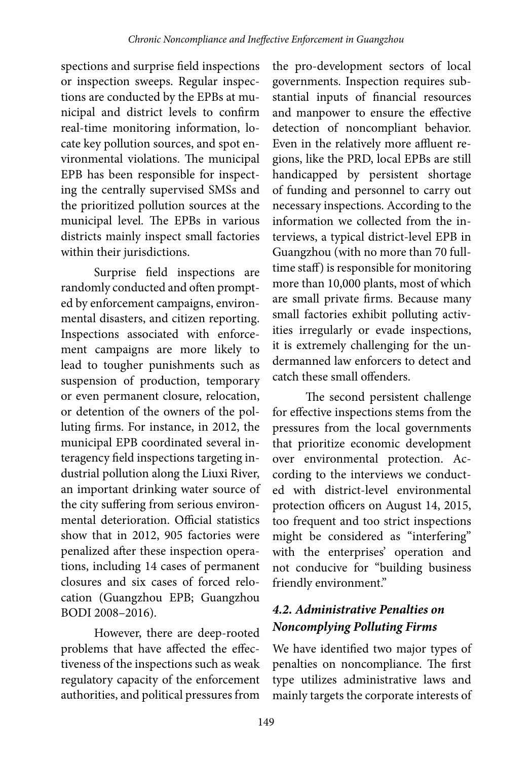spections and surprise field inspections or inspection sweeps. Regular inspections are conducted by the EPBs at municipal and district levels to confirm real-time monitoring information, locate key pollution sources, and spot environmental violations. The municipal EPB has been responsible for inspecting the centrally supervised SMSs and the prioritized pollution sources at the municipal level. The EPBs in various districts mainly inspect small factories within their jurisdictions.

Surprise field inspections are randomly conducted and often prompted by enforcement campaigns, environmental disasters, and citizen reporting. Inspections associated with enforcement campaigns are more likely to lead to tougher punishments such as suspension of production, temporary or even permanent closure, relocation, or detention of the owners of the polluting firms. For instance, in 2012, the municipal EPB coordinated several interagency field inspections targeting industrial pollution along the Liuxi River, an important drinking water source of the city suffering from serious environmental deterioration. Official statistics show that in 2012, 905 factories were penalized after these inspection operations, including 14 cases of permanent closures and six cases of forced relocation (Guangzhou EPB; Guangzhou BODI 2008–2016).

However, there are deep-rooted problems that have affected the effectiveness of the inspections such as weak regulatory capacity of the enforcement authorities, and political pressures from the pro-development sectors of local governments. Inspection requires substantial inputs of financial resources and manpower to ensure the effective detection of noncompliant behavior. Even in the relatively more affluent regions, like the PRD, local EPBs are still handicapped by persistent shortage of funding and personnel to carry out necessary inspections. According to the information we collected from the interviews, a typical district-level EPB in Guangzhou (with no more than 70 full-time staff) is responsible for monitoring more than 10,000 plants, most of which are small private firms. Because many small factories exhibit polluting activities irregularly or evade inspections, it is extremely challenging for the undermanned law enforcers to detect and catch these small offenders.

The second persistent challenge for effective inspections stems from the pressures from the local governments that prioritize economic development over environmental protection. According to the interviews we conducted with district-level environmental protection officers on August 14, 2015, too frequent and too strict inspections might be considered as "interfering" with the enterprises' operation and not conducive for "building business friendly environment."

### *4.2. Administrative Penalties on Noncomplying Polluting Firms*

We have identified two major types of penalties on noncompliance. The first type utilizes administrative laws and mainly targets the corporate interests of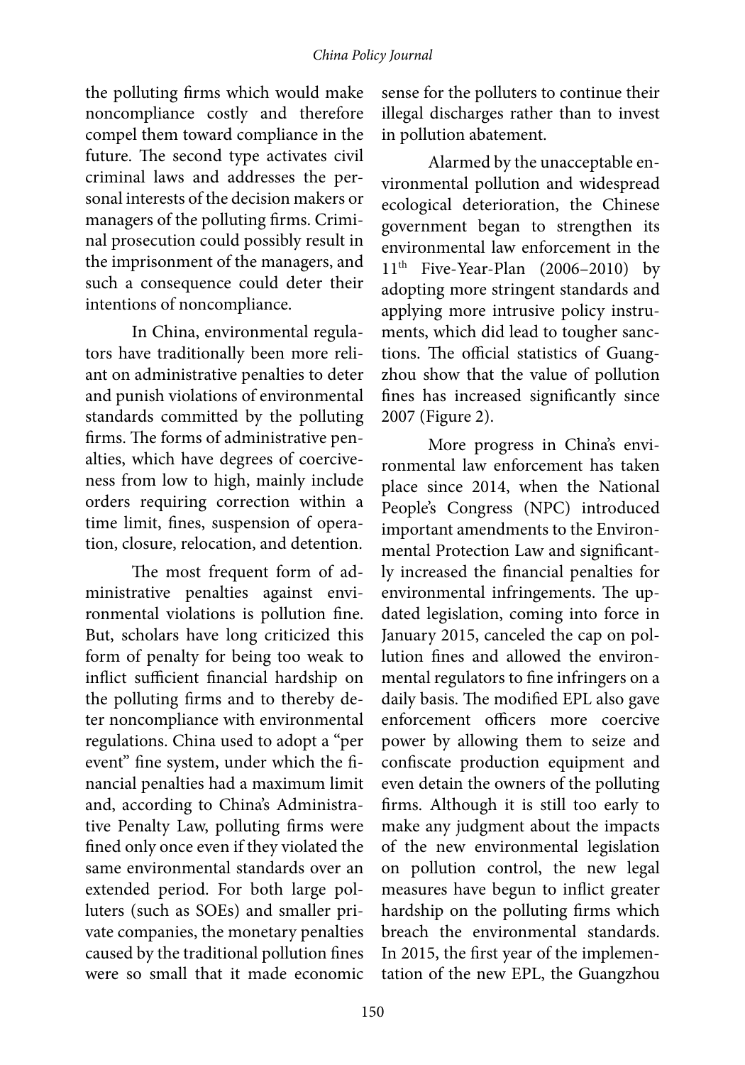the polluting firms which would make noncompliance costly and therefore compel them toward compliance in the future. The second type activates civil criminal laws and addresses the personal interests of the decision makers or managers of the polluting firms. Criminal prosecution could possibly result in the imprisonment of the managers, and such a consequence could deter their intentions of noncompliance.

In China, environmental regulators have traditionally been more reliant on administrative penalties to deter and punish violations of environmental standards committed by the polluting firms. The forms of administrative penalties, which have degrees of coerciveness from low to high, mainly include orders requiring correction within a time limit, fines, suspension of operation, closure, relocation, and detention.

The most frequent form of administrative penalties against environmental violations is pollution fine. But, scholars have long criticized this form of penalty for being too weak to inflict sufficient financial hardship on the polluting firms and to thereby deter noncompliance with environmental regulations. China used to adopt a "per event" fine system, under which the financial penalties had a maximum limit and, according to China's Administrative Penalty Law, polluting firms were fined only once even if they violated the same environmental standards over an extended period. For both large polluters (such as SOEs) and smaller private companies, the monetary penalties caused by the traditional pollution fines were so small that it made economic sense for the polluters to continue their illegal discharges rather than to invest in pollution abatement.

Alarmed by the unacceptable environmental pollution and widespread ecological deterioration, the Chinese government began to strengthen its environmental law enforcement in the 11th Five-Year-Plan (2006–2010) by adopting more stringent standards and applying more intrusive policy instruments, which did lead to tougher sanctions. The official statistics of Guangzhou show that the value of pollution fines has increased significantly since 2007 (Figure 2).

More progress in China's environmental law enforcement has taken place since 2014, when the National People's Congress (NPC) introduced important amendments to the Environmental Protection Law and significantly increased the financial penalties for environmental infringements. The updated legislation, coming into force in January 2015, canceled the cap on pollution fines and allowed the environmental regulators to fine infringers on a daily basis. The modified EPL also gave enforcement officers more coercive power by allowing them to seize and confiscate production equipment and even detain the owners of the polluting firms. Although it is still too early to make any judgment about the impacts of the new environmental legislation on pollution control, the new legal measures have begun to inflict greater hardship on the polluting firms which breach the environmental standards. In 2015, the first year of the implementation of the new EPL, the Guangzhou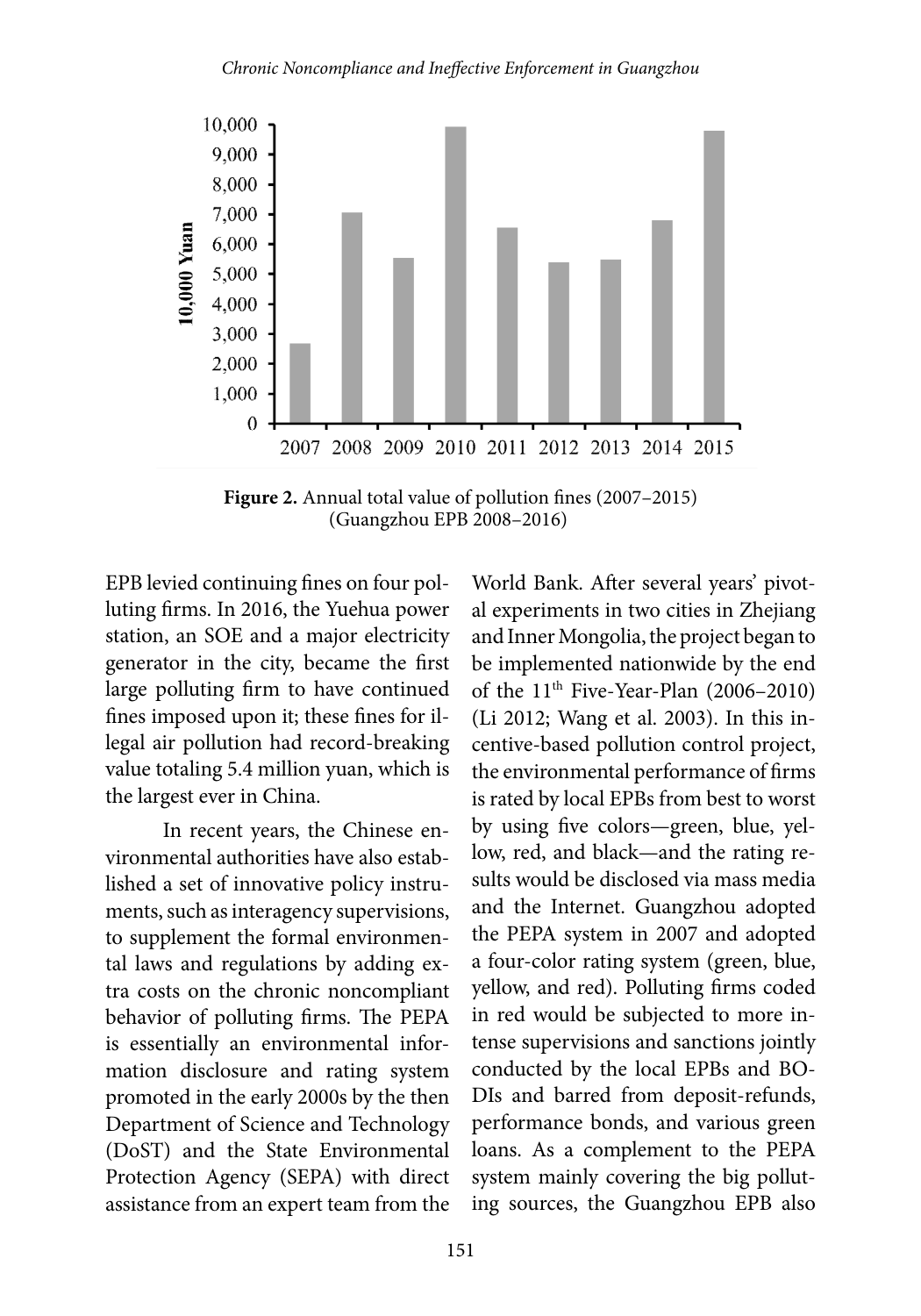Figure 2. Annual total value of pollution fines (2007–2015) (Guangzhou EPB 2008–2016)

EPB levied continuing fines on four polluting firms. In 2016, the Yuehua power station, an SOE and a major electricity generator in the city, became the first large polluting firm to have continued fines imposed upon it; these fines for illegal air pollution had record-breaking value totaling 5.4 million yuan, which is the largest ever in China.

In recent years, the Chinese environmental authorities have also established a set of innovative policy instruments, such as interagency supervisions, to supplement the formal environmental laws and regulations by adding extra costs on the chronic noncompliant behavior of polluting firms. The PEPA is essentially an environmental information disclosure and rating system promoted in the early 2000s by the then Department of Science and Technology (DoST) and the State Environmental Protection Agency (SEPA) with direct assistance from an expert team from the World Bank. After several years' pivotal experiments in two cities in Zhejiang and Inner Mongolia, the project began to be implemented nationwide by the end of the 11th Five-Year-Plan (2006–2010) (Li 2012; Wang et al. 2003). In this incentive-based pollution control project, the environmental performance of firms is rated by local EPBs from best to worst by using five colors—green, blue, yellow, red, and black—and the rating results would be disclosed via mass media and the Internet. Guangzhou adopted the PEPA system in 2007 and adopted a four-color rating system (green, blue, yellow, and red). Polluting firms coded in red would be subjected to more intense supervisions and sanctions jointly conducted by the local EPBs and BODIs and barred from deposit-refunds, performance bonds, and various green loans. As a complement to the PEPA system mainly covering the big polluting sources, the Guangzhou EPB also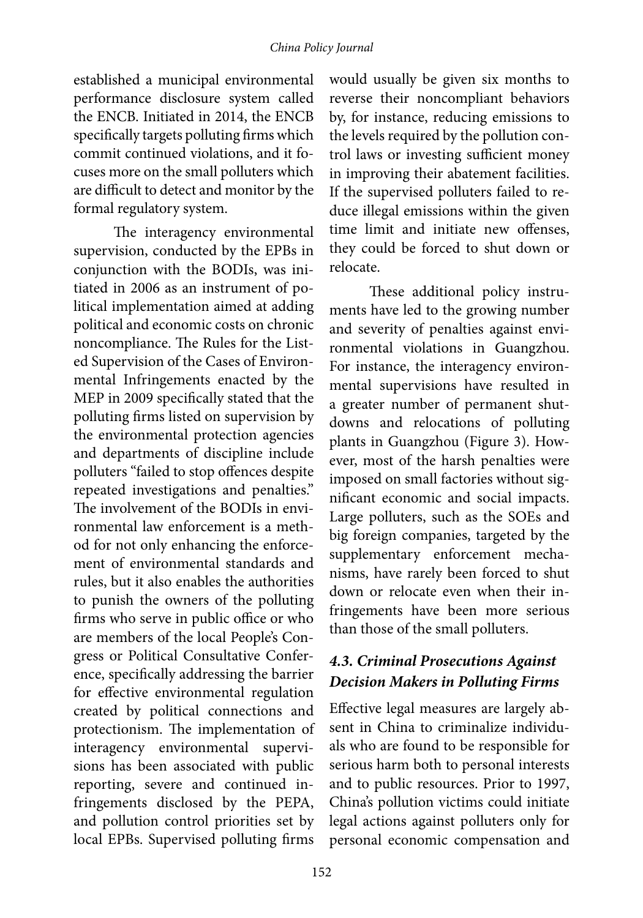established a municipal environmental performance disclosure system called the ENCB. Initiated in 2014, the ENCB specifically targets polluting firms which commit continued violations, and it focuses more on the small polluters which are difficult to detect and monitor by the formal regulatory system.

The interagency environmental supervision, conducted by the EPBs in conjunction with the BODIs, was initiated in 2006 as an instrument of political implementation aimed at adding political and economic costs on chronic noncompliance. The Rules for the Listed Supervision of the Cases of Environmental Infringements enacted by the MEP in 2009 specifically stated that the polluting firms listed on supervision by the environmental protection agencies and departments of discipline include polluters "failed to stop offences despite repeated investigations and penalties." The involvement of the BODIs in environmental law enforcement is a method for not only enhancing the enforcement of environmental standards and rules, but it also enables the authorities to punish the owners of the polluting firms who serve in public office or who are members of the local People's Congress or Political Consultative Conference, specifically addressing the barrier for effective environmental regulation created by political connections and protectionism. The implementation of interagency environmental supervisions has been associated with public reporting, severe and continued infringements disclosed by the PEPA, and pollution control priorities set by local EPBs. Supervised polluting firms would usually be given six months to reverse their noncompliant behaviors by, for instance, reducing emissions to the levels required by the pollution control laws or investing sufficient money in improving their abatement facilities. If the supervised polluters failed to reduce illegal emissions within the given time limit and initiate new offenses, they could be forced to shut down or relocate.

These additional policy instruments have led to the growing number and severity of penalties against environmental violations in Guangzhou. For instance, the interagency environmental supervisions have resulted in a greater number of permanent shutdowns and relocations of polluting plants in Guangzhou (Figure 3). However, most of the harsh penalties were imposed on small factories without significant economic and social impacts. Large polluters, such as the SOEs and big foreign companies, targeted by the supplementary enforcement mechanisms, have rarely been forced to shut down or relocate even when their infringements have been more serious than those of the small polluters.

### *4.3. Criminal Prosecutions Against Decision Makers in Polluting Firms*

Effective legal measures are largely absent in China to criminalize individuals who are found to be responsible for serious harm both to personal interests and to public resources. Prior to 1997, China's pollution victims could initiate legal actions against polluters only for personal economic compensation and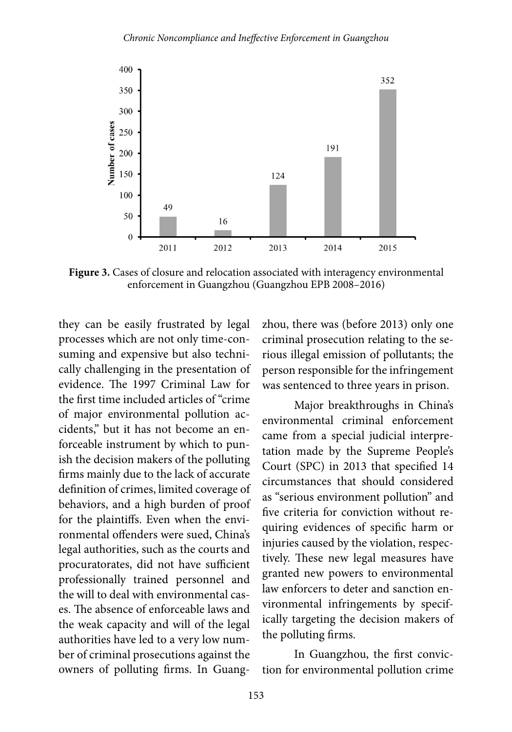| Year | Number of cases |
| --- | --- |
| 2011 | 49 |
| 2012 | 16 |
| 2013 | 124 |
| 2014 | 191 |
| 2015 | 352 |

**Figure 3.** Cases of closure and relocation associated with interagency environmental enforcement in Guangzhou (Guangzhou EPB 2008–2016)

they can be easily frustrated by legal processes which are not only time-consuming and expensive but also technically challenging in the presentation of evidence. The 1997 Criminal Law for the first time included articles of "crime of major environmental pollution accidents," but it has not become an enforceable instrument by which to punish the decision makers of the polluting firms mainly due to the lack of accurate definition of crimes, limited coverage of behaviors, and a high burden of proof for the plaintiffs. Even when the environmental offenders were sued, China's legal authorities, such as the courts and procuratorates, did not have sufficient professionally trained personnel and the will to deal with environmental cases. The absence of enforceable laws and the weak capacity and will of the legal authorities have led to a very low number of criminal prosecutions against the owners of polluting firms. In Guangzhou, there was (before 2013) only one criminal prosecution relating to the serious illegal emission of pollutants; the person responsible for the infringement was sentenced to three years in prison.

Major breakthroughs in China's environmental criminal enforcement came from a special judicial interpretation made by the Supreme People's Court (SPC) in 2013 that specified 14 circumstances that should considered as "serious environment pollution" and five criteria for conviction without requiring evidences of specific harm or injuries caused by the violation, respectively. These new legal measures have granted new powers to environmental law enforcers to deter and sanction environmental infringements by specifically targeting the decision makers of the polluting firms.

In Guangzhou, the first conviction for environmental pollution crime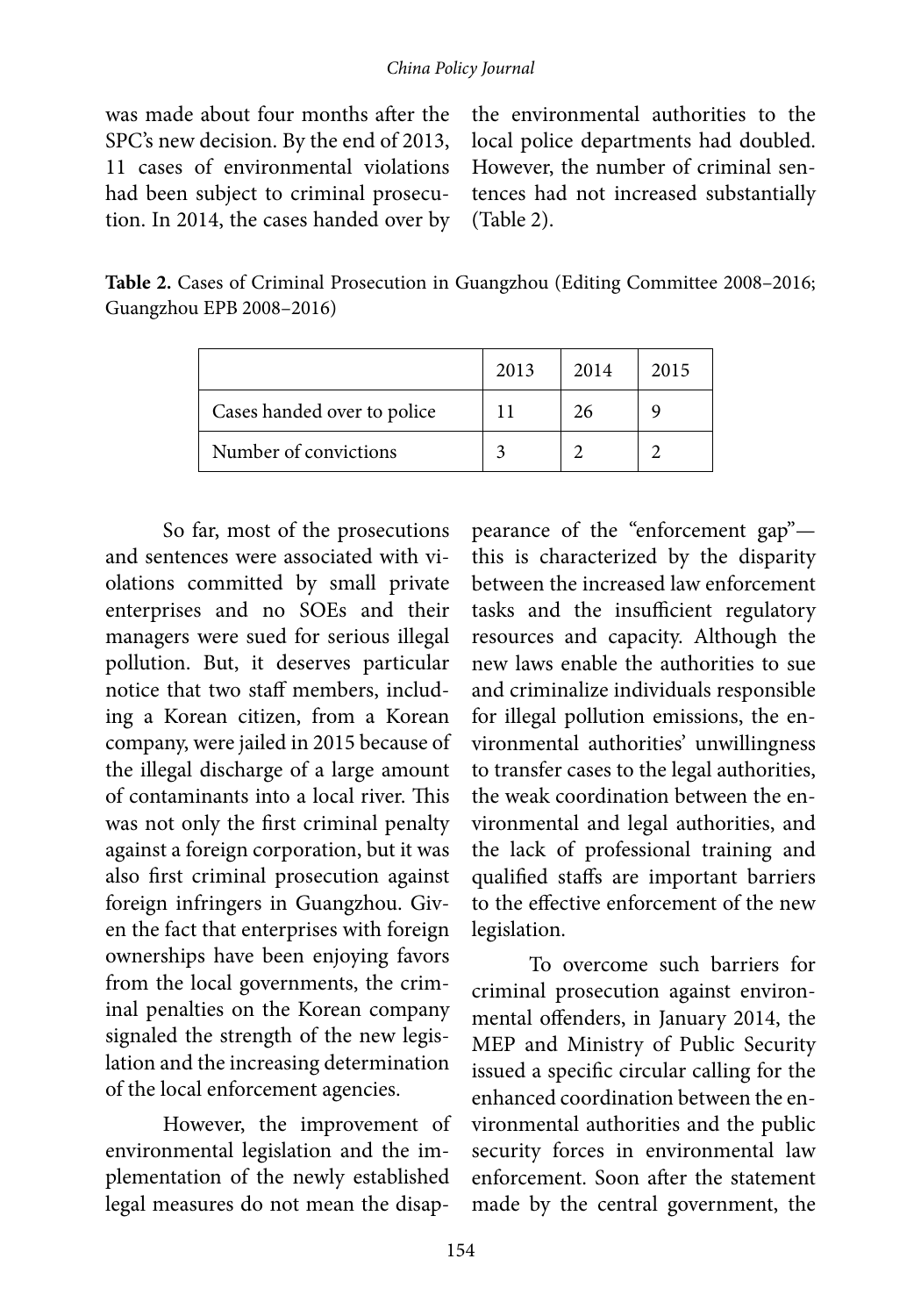was made about four months after the SPC's new decision. By the end of 2013, 11 cases of environmental violations had been subject to criminal prosecution. In 2014, the cases handed over by the environmental authorities to the local police departments had doubled. However, the number of criminal sentences had not increased substantially (Table 2).

**Table 2.** Cases of Criminal Prosecution in Guangzhou (Editing Committee 2008–2016; Guangzhou EPB 2008–2016)

| | 2013 | 2014 | 2015 |
|---|---|---|---|
| Cases handed over to police | 11 | 26 | 9 |
| Number of convictions | 3 | 2 | 2 |

So far, most of the prosecutions and sentences were associated with violations committed by small private enterprises and no SOEs and their managers were sued for serious illegal pollution. But, it deserves particular notice that two staff members, including a Korean citizen, from a Korean company, were jailed in 2015 because of the illegal discharge of a large amount of contaminants into a local river. This was not only the first criminal penalty against a foreign corporation, but it was also first criminal prosecution against foreign infringers in Guangzhou. Given the fact that enterprises with foreign ownerships have been enjoying favors from the local governments, the criminal penalties on the Korean company signaled the strength of the new legislation and the increasing determination of the local enforcement agencies.

However, the improvement of environmental legislation and the implementation of the newly established legal measures do not mean the disappearance of the "enforcement gap"—this is characterized by the disparity between the increased law enforcement tasks and the insufficient regulatory resources and capacity. Although the new laws enable the authorities to sue and criminalize individuals responsible for illegal pollution emissions, the environmental authorities' unwillingness to transfer cases to the legal authorities, the weak coordination between the environmental and legal authorities, and the lack of professional training and qualified staffs are important barriers to the effective enforcement of the new legislation.

To overcome such barriers for criminal prosecution against environmental offenders, in January 2014, the MEP and Ministry of Public Security issued a specific circular calling for the enhanced coordination between the environmental authorities and the public security forces in environmental law enforcement. Soon after the statement made by the central government, the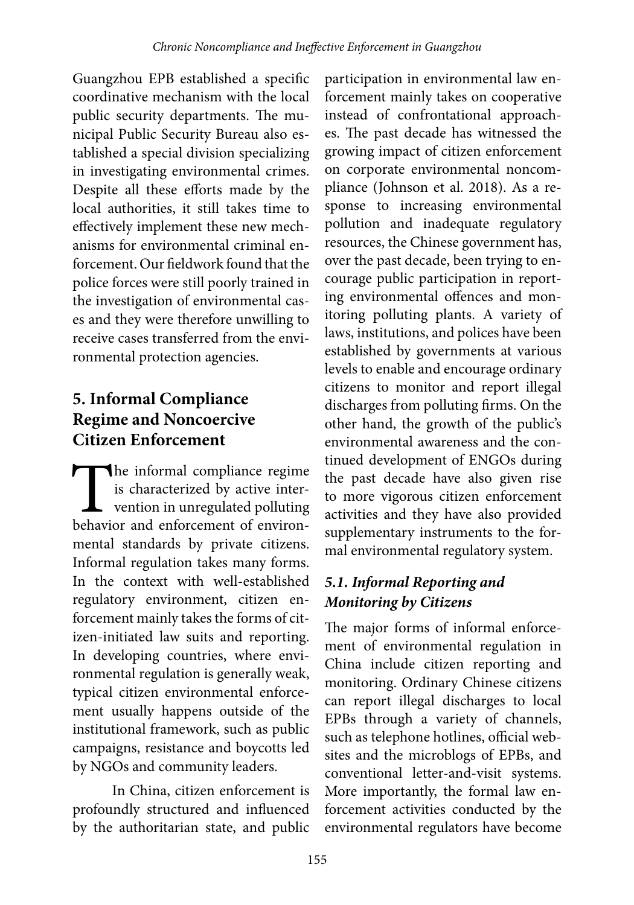Guangzhou EPB established a specific coordinative mechanism with the local public security departments. The municipal Public Security Bureau also established a special division specializing in investigating environmental crimes. Despite all these efforts made by the local authorities, it still takes time to effectively implement these new mechanisms for environmental criminal enforcement. Our fieldwork found that the police forces were still poorly trained in the investigation of environmental cases and they were therefore unwilling to receive cases transferred from the environmental protection agencies.

## 5. Informal Compliance Regime and Noncoercive Citizen Enforcement

The informal compliance regime is characterized by active intervention in unregulated polluting behavior and enforcement of environmental standards by private citizens. Informal regulation takes many forms. In the context with well-established regulatory environment, citizen enforcement mainly takes the forms of citizen-initiated law suits and reporting. In developing countries, where environmental regulation is generally weak, typical citizen environmental enforcement usually happens outside of the institutional framework, such as public campaigns, resistance and boycotts led by NGOs and community leaders.

In China, citizen enforcement is profoundly structured and influenced by the authoritarian state, and public participation in environmental law enforcement mainly takes on cooperative instead of confrontational approaches. The past decade has witnessed the growing impact of citizen enforcement on corporate environmental noncompliance (Johnson et al. 2018). As a response to increasing environmental pollution and inadequate regulatory resources, the Chinese government has, over the past decade, been trying to encourage public participation in reporting environmental offences and monitoring polluting plants. A variety of laws, institutions, and polices have been established by governments at various levels to enable and encourage ordinary citizens to monitor and report illegal discharges from polluting firms. On the other hand, the growth of the public's environmental awareness and the continued development of ENGOs during the past decade have also given rise to more vigorous citizen enforcement activities and they have also provided supplementary instruments to the formal environmental regulatory system.

### *5.1. Informal Reporting and Monitoring by Citizens*

The major forms of informal enforcement of environmental regulation in China include citizen reporting and monitoring. Ordinary Chinese citizens can report illegal discharges to local EPBs through a variety of channels, such as telephone hotlines, official websites and the microblogs of EPBs, and conventional letter-and-visit systems. More importantly, the formal law enforcement activities conducted by the environmental regulators have become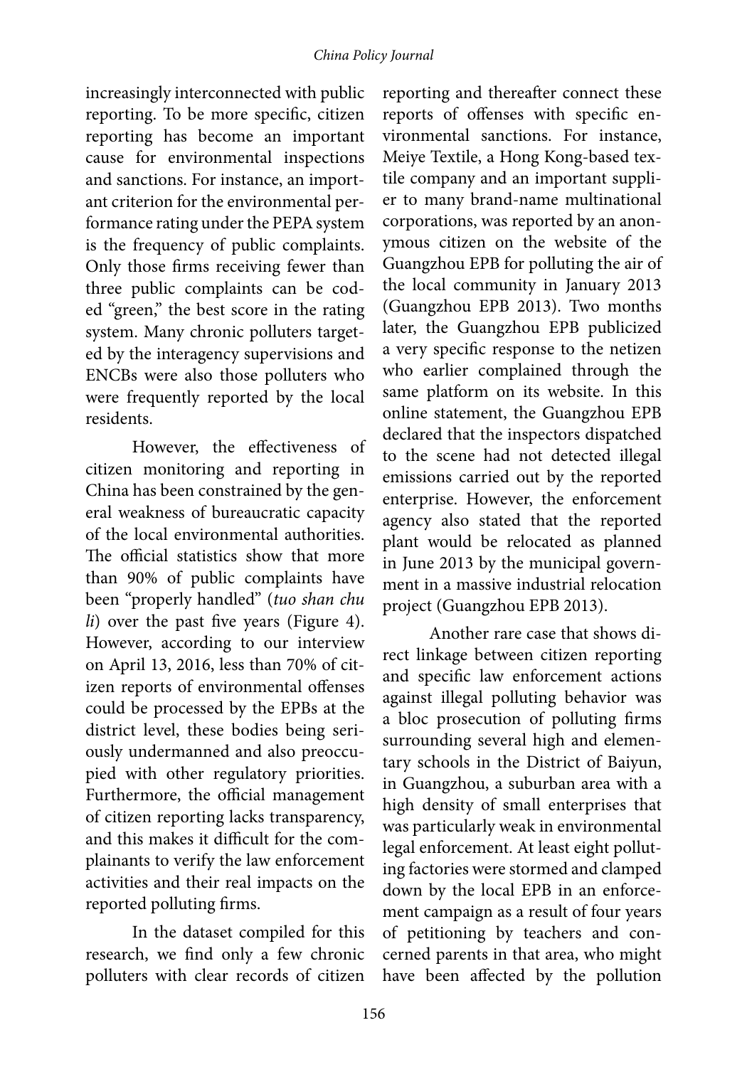increasingly interconnected with public reporting. To be more specific, citizen reporting has become an important cause for environmental inspections and sanctions. For instance, an important criterion for the environmental performance rating under the PEPA system is the frequency of public complaints. Only those firms receiving fewer than three public complaints can be coded "green," the best score in the rating system. Many chronic polluters targeted by the interagency supervisions and ENCBs were also those polluters who were frequently reported by the local residents.

However, the effectiveness of citizen monitoring and reporting in China has been constrained by the general weakness of bureaucratic capacity of the local environmental authorities. The official statistics show that more than 90% of public complaints have been "properly handled" (*tuo shan chu li*) over the past five years (Figure 4). However, according to our interview on April 13, 2016, less than 70% of citizen reports of environmental offenses could be processed by the EPBs at the district level, these bodies being seriously undermanned and also preoccupied with other regulatory priorities. Furthermore, the official management of citizen reporting lacks transparency, and this makes it difficult for the complainants to verify the law enforcement activities and their real impacts on the reported polluting firms.

In the dataset compiled for this research, we find only a few chronic polluters with clear records of citizen reporting and thereafter connect these reports of offenses with specific environmental sanctions. For instance, Meiye Textile, a Hong Kong-based textile company and an important supplier to many brand-name multinational corporations, was reported by an anonymous citizen on the website of the Guangzhou EPB for polluting the air of the local community in January 2013 (Guangzhou EPB 2013). Two months later, the Guangzhou EPB publicized a very specific response to the netizen who earlier complained through the same platform on its website. In this online statement, the Guangzhou EPB declared that the inspectors dispatched to the scene had not detected illegal emissions carried out by the reported enterprise. However, the enforcement agency also stated that the reported plant would be relocated as planned in June 2013 by the municipal government in a massive industrial relocation project (Guangzhou EPB 2013).

Another rare case that shows direct linkage between citizen reporting and specific law enforcement actions against illegal polluting behavior was a bloc prosecution of polluting firms surrounding several high and elementary schools in the District of Baiyun, in Guangzhou, a suburban area with a high density of small enterprises that was particularly weak in environmental legal enforcement. At least eight polluting factories were stormed and clamped down by the local EPB in an enforcement campaign as a result of four years of petitioning by teachers and concerned parents in that area, who might have been affected by the pollution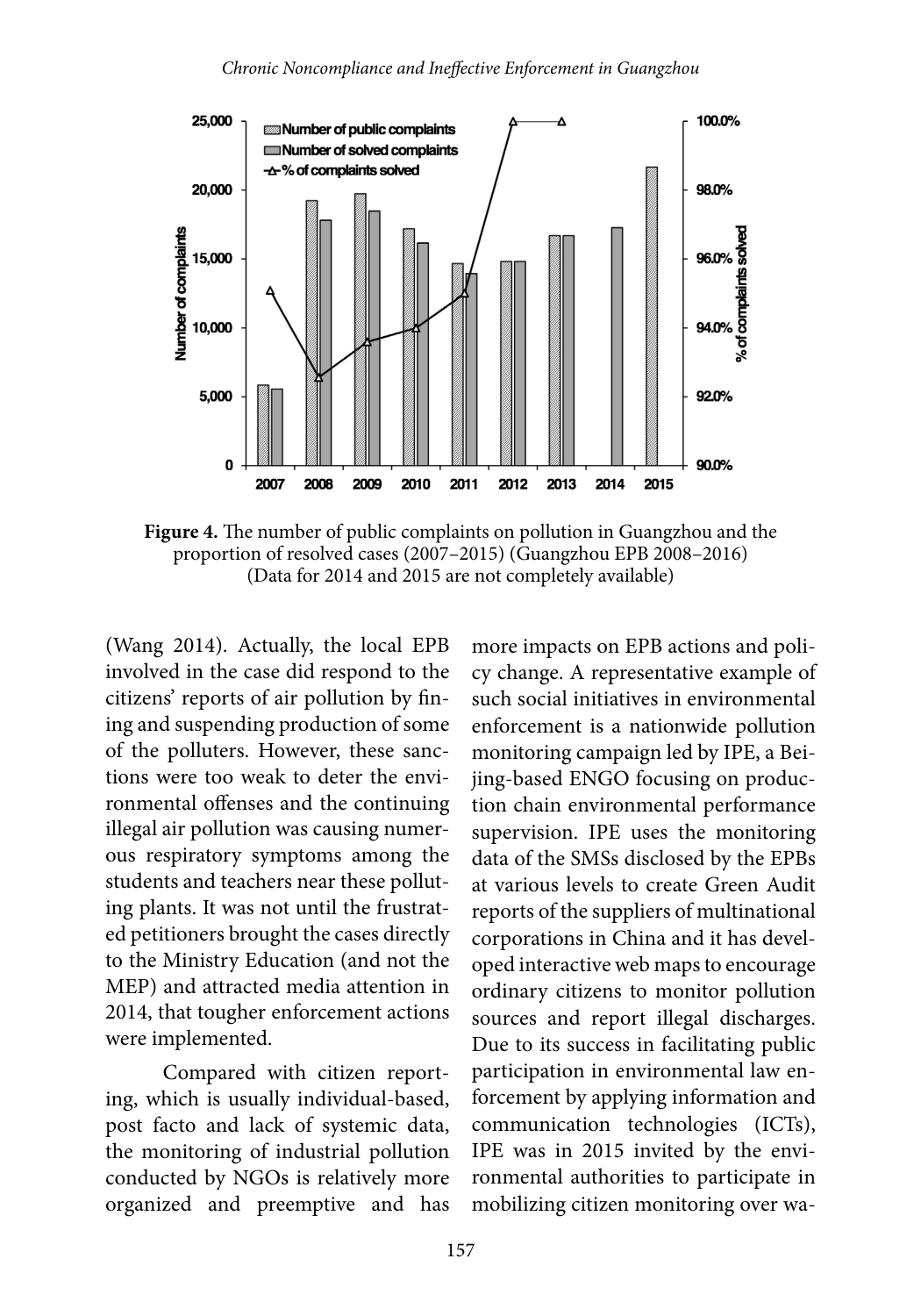**Figure 4.** The number of public complaints on pollution in Guangzhou and the proportion of resolved cases (2007–2015) (Guangzhou EPB 2008–2016) (Data for 2014 and 2015 are not completely available)

(Wang 2014). Actually, the local EPB involved in the case did respond to the citizens' reports of air pollution by fining and suspending production of some of the polluters. However, these sanctions were too weak to deter the environmental offenses and the continuing illegal air pollution was causing numerous respiratory symptoms among the students and teachers near these polluting plants. It was not until the frustrated petitioners brought the cases directly to the Ministry Education (and not the MEP) and attracted media attention in 2014, that tougher enforcement actions were implemented.

Compared with citizen reporting, which is usually individual-based, post facto and lack of systemic data, the monitoring of industrial pollution conducted by NGOs is relatively more organized and preemptive and has more impacts on EPB actions and policy change. A representative example of such social initiatives in environmental enforcement is a nationwide pollution monitoring campaign led by IPE, a Beijing-based ENGO focusing on production chain environmental performance supervision. IPE uses the monitoring data of the SMSs disclosed by the EPBs at various levels to create Green Audit reports of the suppliers of multinational corporations in China and it has developed interactive web maps to encourage ordinary citizens to monitor pollution sources and report illegal discharges. Due to its success in facilitating public participation in environmental law enforcement by applying information and communication technologies (ICTs), IPE was in 2015 invited by the environmental authorities to participate in mobilizing citizen monitoring over wa-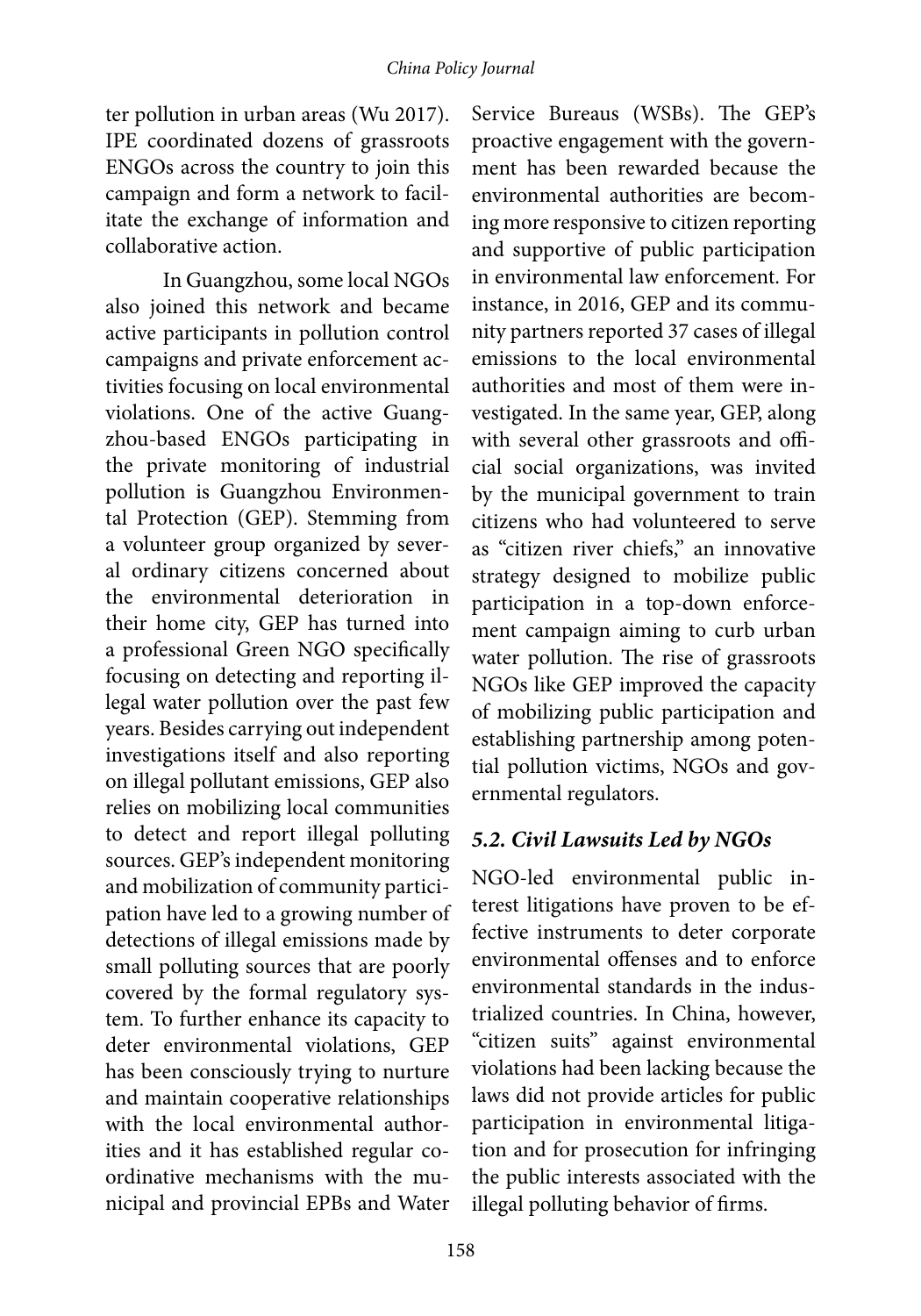ter pollution in urban areas (Wu 2017). IPE coordinated dozens of grassroots ENGOs across the country to join this campaign and form a network to facilitate the exchange of information and collaborative action.

In Guangzhou, some local NGOs also joined this network and became active participants in pollution control campaigns and private enforcement activities focusing on local environmental violations. One of the active Guangzhou-based ENGOs participating in the private monitoring of industrial pollution is Guangzhou Environmental Protection (GEP). Stemming from a volunteer group organized by several ordinary citizens concerned about the environmental deterioration in their home city, GEP has turned into a professional Green NGO specifically focusing on detecting and reporting illegal water pollution over the past few years. Besides carrying out independent investigations itself and also reporting on illegal pollutant emissions, GEP also relies on mobilizing local communities to detect and report illegal polluting sources. GEP's independent monitoring and mobilization of community participation have led to a growing number of detections of illegal emissions made by small polluting sources that are poorly covered by the formal regulatory system. To further enhance its capacity to deter environmental violations, GEP has been consciously trying to nurture and maintain cooperative relationships with the local environmental authorities and it has established regular coordinative mechanisms with the municipal and provincial EPBs and Water Service Bureaus (WSBs). The GEP's proactive engagement with the government has been rewarded because the environmental authorities are becoming more responsive to citizen reporting and supportive of public participation in environmental law enforcement. For instance, in 2016, GEP and its community partners reported 37 cases of illegal emissions to the local environmental authorities and most of them were investigated. In the same year, GEP, along with several other grassroots and official social organizations, was invited by the municipal government to train citizens who had volunteered to serve as "citizen river chiefs," an innovative strategy designed to mobilize public participation in a top-down enforcement campaign aiming to curb urban water pollution. The rise of grassroots NGOs like GEP improved the capacity of mobilizing public participation and establishing partnership among potential pollution victims, NGOs and governmental regulators.

### *5.2. Civil Lawsuits Led by NGOs*

NGO-led environmental public interest litigations have proven to be effective instruments to deter corporate environmental offenses and to enforce environmental standards in the industrialized countries. In China, however, "citizen suits" against environmental violations had been lacking because the laws did not provide articles for public participation in environmental litigation and for prosecution for infringing the public interests associated with the illegal polluting behavior of firms.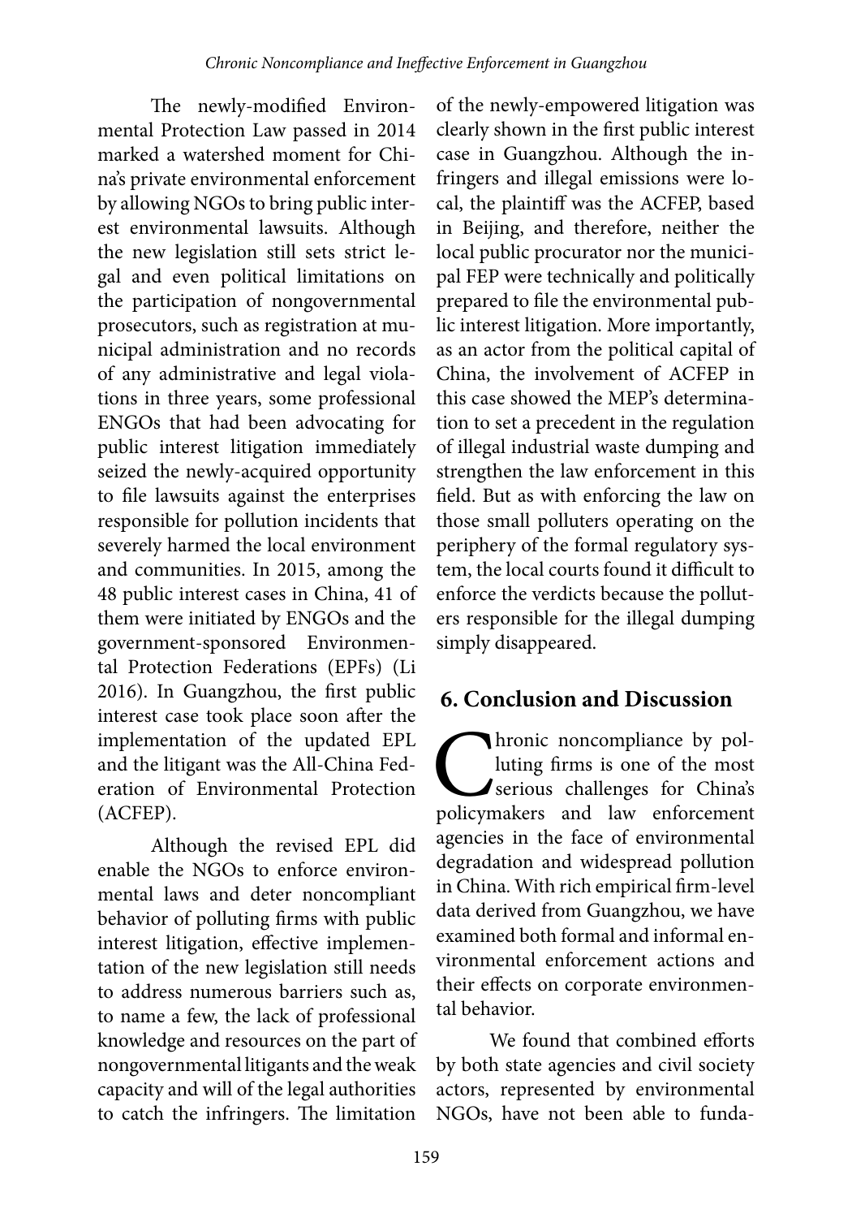The newly-modified Environmental Protection Law passed in 2014 marked a watershed moment for China's private environmental enforcement by allowing NGOs to bring public interest environmental lawsuits. Although the new legislation still sets strict legal and even political limitations on the participation of nongovernmental prosecutors, such as registration at municipal administration and no records of any administrative and legal violations in three years, some professional ENGOs that had been advocating for public interest litigation immediately seized the newly-acquired opportunity to file lawsuits against the enterprises responsible for pollution incidents that severely harmed the local environment and communities. In 2015, among the 48 public interest cases in China, 41 of them were initiated by ENGOs and the government-sponsored Environmental Protection Federations (EPFs) (Li 2016). In Guangzhou, the first public interest case took place soon after the implementation of the updated EPL and the litigant was the All-China Federation of Environmental Protection (ACFEP).

Although the revised EPL did enable the NGOs to enforce environmental laws and deter noncompliant behavior of polluting firms with public interest litigation, effective implementation of the new legislation still needs to address numerous barriers such as, to name a few, the lack of professional knowledge and resources on the part of nongovernmental litigants and the weak capacity and will of the legal authorities to catch the infringers. The limitation of the newly-empowered litigation was clearly shown in the first public interest case in Guangzhou. Although the infringers and illegal emissions were local, the plaintiff was the ACFEP, based in Beijing, and therefore, neither the local public procurator nor the municipal FEP were technically and politically prepared to file the environmental public interest litigation. More importantly, as an actor from the political capital of China, the involvement of ACFEP in this case showed the MEP's determination to set a precedent in the regulation of illegal industrial waste dumping and strengthen the law enforcement in this field. But as with enforcing the law on those small polluters operating on the periphery of the formal regulatory system, the local courts found it difficult to enforce the verdicts because the polluters responsible for the illegal dumping simply disappeared.

## 6. Conclusion and Discussion

Chronic noncompliance by polluting firms is one of the most serious challenges for China's policymakers and law enforcement agencies in the face of environmental degradation and widespread pollution in China. With rich empirical firm-level data derived from Guangzhou, we have examined both formal and informal environmental enforcement actions and their effects on corporate environmental behavior.

We found that combined efforts by both state agencies and civil society actors, represented by environmental NGOs, have not been able to funda-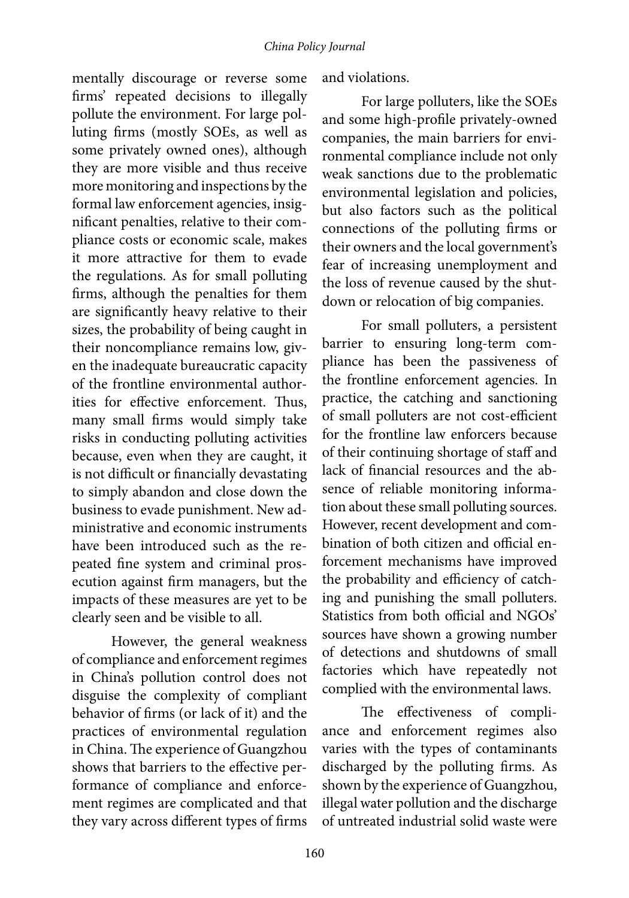mentally discourage or reverse some firms' repeated decisions to illegally pollute the environment. For large polluting firms (mostly SOEs, as well as some privately owned ones), although they are more visible and thus receive more monitoring and inspections by the formal law enforcement agencies, insignificant penalties, relative to their compliance costs or economic scale, makes it more attractive for them to evade the regulations. As for small polluting firms, although the penalties for them are significantly heavy relative to their sizes, the probability of being caught in their noncompliance remains low, given the inadequate bureaucratic capacity of the frontline environmental authorities for effective enforcement. Thus, many small firms would simply take risks in conducting polluting activities because, even when they are caught, it is not difficult or financially devastating to simply abandon and close down the business to evade punishment. New administrative and economic instruments have been introduced such as the repeated fine system and criminal prosecution against firm managers, but the impacts of these measures are yet to be clearly seen and be visible to all.

However, the general weakness of compliance and enforcement regimes in China's pollution control does not disguise the complexity of compliant behavior of firms (or lack of it) and the practices of environmental regulation in China. The experience of Guangzhou shows that barriers to the effective performance of compliance and enforcement regimes are complicated and that they vary across different types of firms and violations.

For large polluters, like the SOEs and some high-profile privately-owned companies, the main barriers for environmental compliance include not only weak sanctions due to the problematic environmental legislation and policies, but also factors such as the political connections of the polluting firms or their owners and the local government's fear of increasing unemployment and the loss of revenue caused by the shutdown or relocation of big companies.

For small polluters, a persistent barrier to ensuring long-term compliance has been the passiveness of the frontline enforcement agencies. In practice, the catching and sanctioning of small polluters are not cost-efficient for the frontline law enforcers because of their continuing shortage of staff and lack of financial resources and the absence of reliable monitoring information about these small polluting sources. However, recent development and combination of both citizen and official enforcement mechanisms have improved the probability and efficiency of catching and punishing the small polluters. Statistics from both official and NGOs' sources have shown a growing number of detections and shutdowns of small factories which have repeatedly not complied with the environmental laws.

The effectiveness of compliance and enforcement regimes also varies with the types of contaminants discharged by the polluting firms. As shown by the experience of Guangzhou, illegal water pollution and the discharge of untreated industrial solid waste were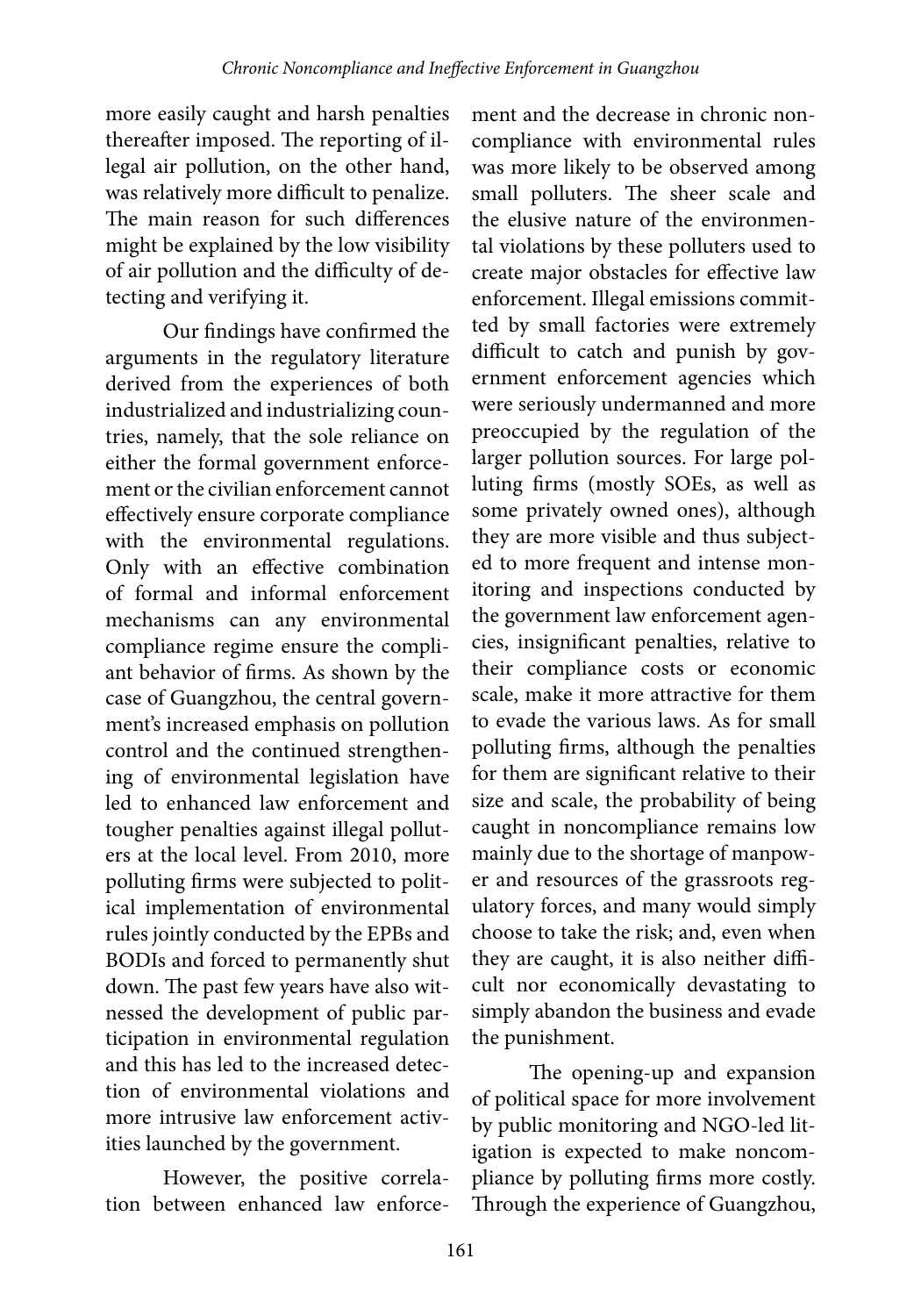more easily caught and harsh penalties thereafter imposed. The reporting of illegal air pollution, on the other hand, was relatively more difficult to penalize. The main reason for such differences might be explained by the low visibility of air pollution and the difficulty of detecting and verifying it.

Our findings have confirmed the arguments in the regulatory literature derived from the experiences of both industrialized and industrializing countries, namely, that the sole reliance on either the formal government enforcement or the civilian enforcement cannot effectively ensure corporate compliance with the environmental regulations. Only with an effective combination of formal and informal enforcement mechanisms can any environmental compliance regime ensure the compliant behavior of firms. As shown by the case of Guangzhou, the central government's increased emphasis on pollution control and the continued strengthening of environmental legislation have led to enhanced law enforcement and tougher penalties against illegal polluters at the local level. From 2010, more polluting firms were subjected to political implementation of environmental rules jointly conducted by the EPBs and BODIs and forced to permanently shut down. The past few years have also witnessed the development of public participation in environmental regulation and this has led to the increased detection of environmental violations and more intrusive law enforcement activities launched by the government.

However, the positive correlation between enhanced law enforcement and the decrease in chronic noncompliance with environmental rules was more likely to be observed among small polluters. The sheer scale and the elusive nature of the environmental violations by these polluters used to create major obstacles for effective law enforcement. Illegal emissions committed by small factories were extremely difficult to catch and punish by government enforcement agencies which were seriously undermanned and more preoccupied by the regulation of the larger pollution sources. For large polluting firms (mostly SOEs, as well as some privately owned ones), although they are more visible and thus subjected to more frequent and intense monitoring and inspections conducted by the government law enforcement agencies, insignificant penalties, relative to their compliance costs or economic scale, make it more attractive for them to evade the various laws. As for small polluting firms, although the penalties for them are significant relative to their size and scale, the probability of being caught in noncompliance remains low mainly due to the shortage of manpower and resources of the grassroots regulatory forces, and many would simply choose to take the risk; and, even when they are caught, it is also neither difficult nor economically devastating to simply abandon the business and evade the punishment.

The opening-up and expansion of political space for more involvement by public monitoring and NGO-led litigation is expected to make noncompliance by polluting firms more costly. Through the experience of Guangzhou,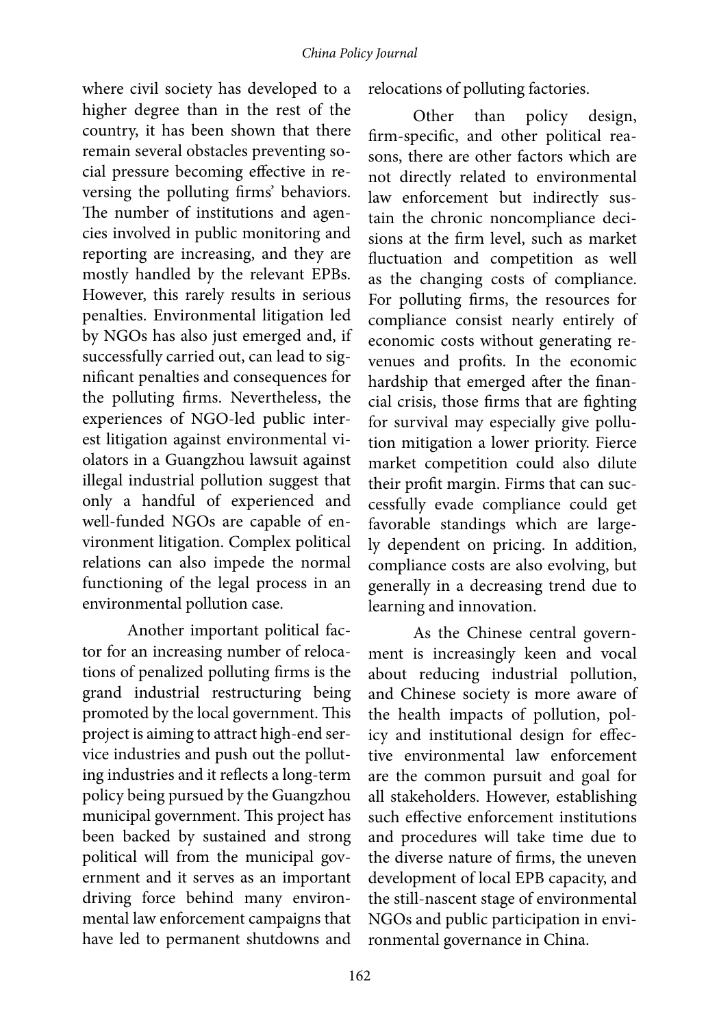where civil society has developed to a higher degree than in the rest of the country, it has been shown that there remain several obstacles preventing social pressure becoming effective in reversing the polluting firms' behaviors. The number of institutions and agencies involved in public monitoring and reporting are increasing, and they are mostly handled by the relevant EPBs. However, this rarely results in serious penalties. Environmental litigation led by NGOs has also just emerged and, if successfully carried out, can lead to significant penalties and consequences for the polluting firms. Nevertheless, the experiences of NGO-led public interest litigation against environmental violators in a Guangzhou lawsuit against illegal industrial pollution suggest that only a handful of experienced and well-funded NGOs are capable of environment litigation. Complex political relations can also impede the normal functioning of the legal process in an environmental pollution case.

Another important political factor for an increasing number of relocations of penalized polluting firms is the grand industrial restructuring being promoted by the local government. This project is aiming to attract high-end service industries and push out the polluting industries and it reflects a long-term policy being pursued by the Guangzhou municipal government. This project has been backed by sustained and strong political will from the municipal government and it serves as an important driving force behind many environmental law enforcement campaigns that have led to permanent shutdowns and relocations of polluting factories.

Other than policy design, firm-specific, and other political reasons, there are other factors which are not directly related to environmental law enforcement but indirectly sustain the chronic noncompliance decisions at the firm level, such as market fluctuation and competition as well as the changing costs of compliance. For polluting firms, the resources for compliance consist nearly entirely of economic costs without generating revenues and profits. In the economic hardship that emerged after the financial crisis, those firms that are fighting for survival may especially give pollution mitigation a lower priority. Fierce market competition could also dilute their profit margin. Firms that can successfully evade compliance could get favorable standings which are largely dependent on pricing. In addition, compliance costs are also evolving, but generally in a decreasing trend due to learning and innovation.

As the Chinese central government is increasingly keen and vocal about reducing industrial pollution, and Chinese society is more aware of the health impacts of pollution, policy and institutional design for effective environmental law enforcement are the common pursuit and goal for all stakeholders. However, establishing such effective enforcement institutions and procedures will take time due to the diverse nature of firms, the uneven development of local EPB capacity, and the still-nascent stage of environmental NGOs and public participation in environmental governance in China.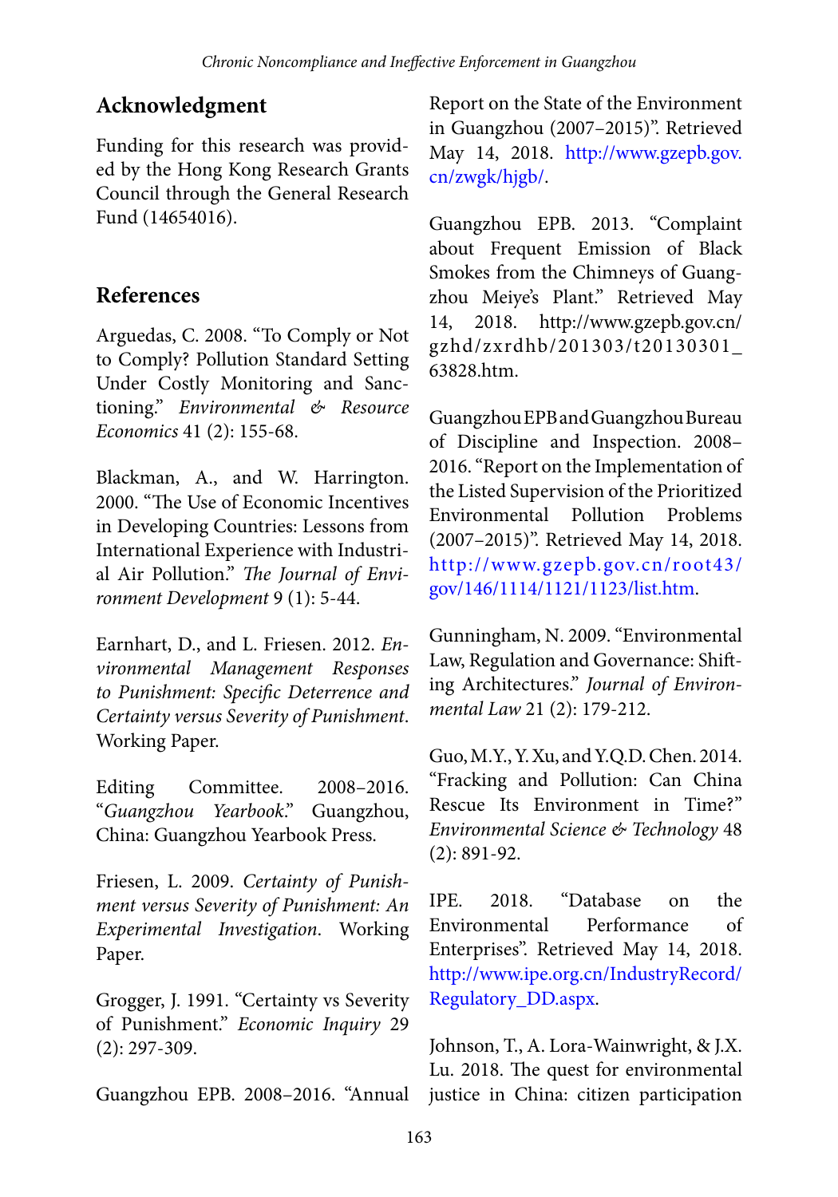## Acknowledgment

Funding for this research was provided by the Hong Kong Research Grants Council through the General Research Fund (14654016).

## References

Arguedas, C. 2008. "To Comply or Not to Comply? Pollution Standard Setting Under Costly Monitoring and Sanctioning." *Environmental & Resource Economics* 41 (2): 155-68.

Blackman, A., and W. Harrington. 2000. "The Use of Economic Incentives in Developing Countries: Lessons from International Experience with Industrial Air Pollution." *The Journal of Environment Development* 9 (1): 5-44.

Earnhart, D., and L. Friesen. 2012. *Environmental Management Responses to Punishment: Specific Deterrence and Certainty versus Severity of Punishment*. Working Paper.

Editing Committee. 2008–2016. "*Guangzhou Yearbook*." Guangzhou, China: Guangzhou Yearbook Press.

Friesen, L. 2009. *Certainty of Punishment versus Severity of Punishment: An Experimental Investigation*. Working Paper.

Grogger, J. 1991. "Certainty vs Severity of Punishment." *Economic Inquiry* 29 (2): 297-309.

Guangzhou EPB. 2008–2016. "Annual Report on the State of the Environment in Guangzhou (2007–2015)". Retrieved May 14, 2018. http://www.gzepb.gov.cn/zwgk/hjgb/.

Guangzhou EPB. 2013. "Complaint about Frequent Emission of Black Smokes from the Chimneys of Guangzhou Meiye's Plant." Retrieved May 14, 2018. http://www.gzepb.gov.cn/gzhd/zxrdhb/201303/t20130301_63828.htm.

Guangzhou EPB and Guangzhou Bureau of Discipline and Inspection. 2008–2016. "Report on the Implementation of the Listed Supervision of the Prioritized Environmental Pollution Problems (2007–2015)". Retrieved May 14, 2018. http://www.gzepb.gov.cn/root43/gov/146/1114/1121/1123/list.htm.

Gunningham, N. 2009. "Environmental Law, Regulation and Governance: Shifting Architectures." *Journal of Environmental Law* 21 (2): 179-212.

Guo, M.Y., Y. Xu, and Y.Q.D. Chen. 2014. "Fracking and Pollution: Can China Rescue Its Environment in Time?" *Environmental Science & Technology* 48 (2): 891-92.

IPE. 2018. "Database on the Environmental Performance of Enterprises". Retrieved May 14, 2018. http://www.ipe.org.cn/IndustryRecord/Regulatory_DD.aspx.

Johnson, T., A. Lora-Wainwright, & J.X. Lu. 2018. The quest for environmental justice in China: citizen participation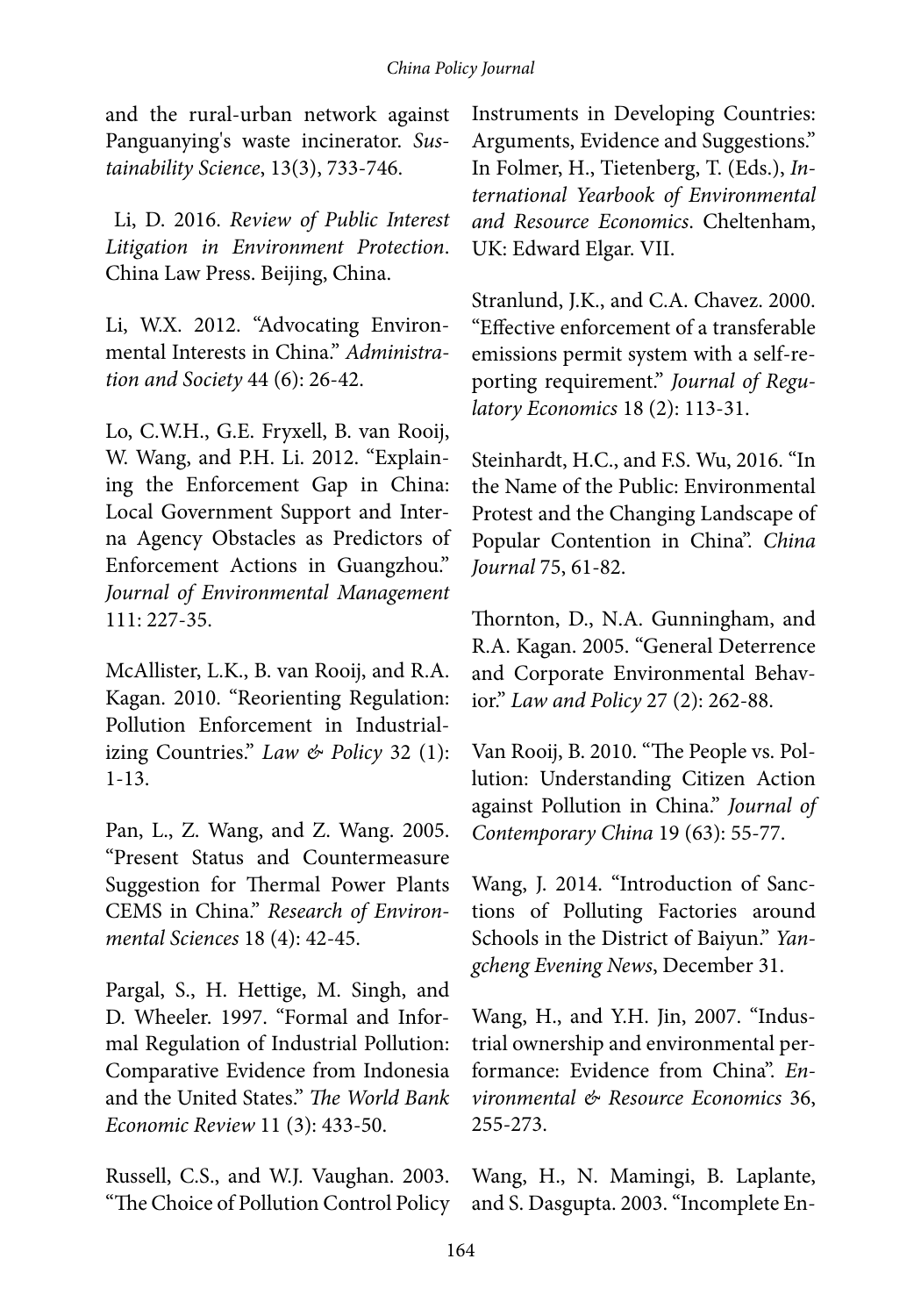and the rural-urban network against Panguanying's waste incinerator. *Sustainability Science*, 13(3), 733-746.

Li, D. 2016. *Review of Public Interest Litigation in Environment Protection*. China Law Press. Beijing, China.

Li, W.X. 2012. "Advocating Environmental Interests in China." *Administration and Society* 44 (6): 26-42.

Lo, C.W.H., G.E. Fryxell, B. van Rooij, W. Wang, and P.H. Li. 2012. "Explaining the Enforcement Gap in China: Local Government Support and Interna Agency Obstacles as Predictors of Enforcement Actions in Guangzhou." *Journal of Environmental Management* 111: 227-35.

McAllister, L.K., B. van Rooij, and R.A. Kagan. 2010. "Reorienting Regulation: Pollution Enforcement in Industrializing Countries." *Law & Policy* 32 (1): 1-13.

Pan, L., Z. Wang, and Z. Wang. 2005. "Present Status and Countermeasure Suggestion for Thermal Power Plants CEMS in China." *Research of Environmental Sciences* 18 (4): 42-45.

Pargal, S., H. Hettige, M. Singh, and D. Wheeler. 1997. "Formal and Informal Regulation of Industrial Pollution: Comparative Evidence from Indonesia and the United States." *The World Bank Economic Review* 11 (3): 433-50.

Russell, C.S., and W.J. Vaughan. 2003. "The Choice of Pollution Control Policy Instruments in Developing Countries: Arguments, Evidence and Suggestions." In Folmer, H., Tietenberg, T. (Eds.), *International Yearbook of Environmental and Resource Economics*. Cheltenham, UK: Edward Elgar. VII.

Stranlund, J.K., and C.A. Chavez. 2000. "Effective enforcement of a transferable emissions permit system with a self-reporting requirement." *Journal of Regulatory Economics* 18 (2): 113-31.

Steinhardt, H.C., and F.S. Wu, 2016. "In the Name of the Public: Environmental Protest and the Changing Landscape of Popular Contention in China". *China Journal* 75, 61-82.

Thornton, D., N.A. Gunningham, and R.A. Kagan. 2005. "General Deterrence and Corporate Environmental Behavior." *Law and Policy* 27 (2): 262-88.

Van Rooij, B. 2010. "The People vs. Pollution: Understanding Citizen Action against Pollution in China." *Journal of Contemporary China* 19 (63): 55-77.

Wang, J. 2014. "Introduction of Sanctions of Polluting Factories around Schools in the District of Baiyun." *Yangcheng Evening News*, December 31.

Wang, H., and Y.H. Jin, 2007. "Industrial ownership and environmental performance: Evidence from China". *Environmental & Resource Economics* 36, 255-273.

Wang, H., N. Mamingi, B. Laplante, and S. Dasgupta. 2003. "Incomplete En-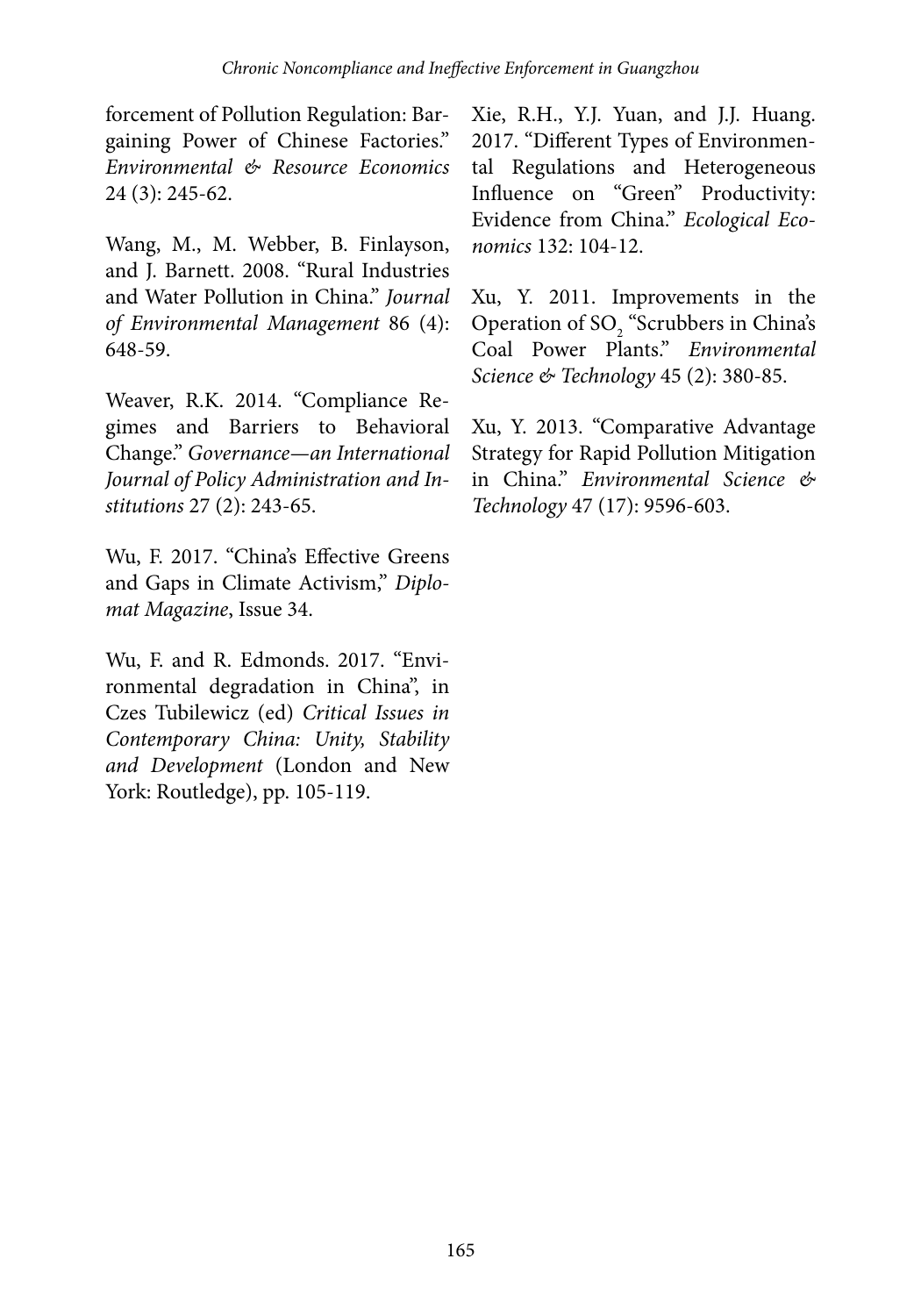forcement of Pollution Regulation: Bargaining Power of Chinese Factories." *Environmental & Resource Economics* 24 (3): 245-62.

Wang, M., M. Webber, B. Finlayson, and J. Barnett. 2008. "Rural Industries and Water Pollution in China." *Journal of Environmental Management* 86 (4): 648-59.

Weaver, R.K. 2014. "Compliance Regimes and Barriers to Behavioral Change." *Governance—an International Journal of Policy Administration and Institutions* 27 (2): 243-65.

Wu, F. 2017. "China's Effective Greens and Gaps in Climate Activism," *Diplomat Magazine*, Issue 34.

Wu, F. and R. Edmonds. 2017. "Environmental degradation in China", in Czes Tubilewicz (ed) *Critical Issues in Contemporary China: Unity, Stability and Development* (London and New York: Routledge), pp. 105-119.

Xie, R.H., Y.J. Yuan, and J.J. Huang. 2017. "Different Types of Environmental Regulations and Heterogeneous Influence on "Green" Productivity: Evidence from China." *Ecological Economics* 132: 104-12.

Xu, Y. 2011. Improvements in the Operation of $SO_2$ "Scrubbers in China's Coal Power Plants." *Environmental Science & Technology* 45 (2): 380-85.

Xu, Y. 2013. "Comparative Advantage Strategy for Rapid Pollution Mitigation in China." *Environmental Science & Technology* 47 (17): 9596-603.